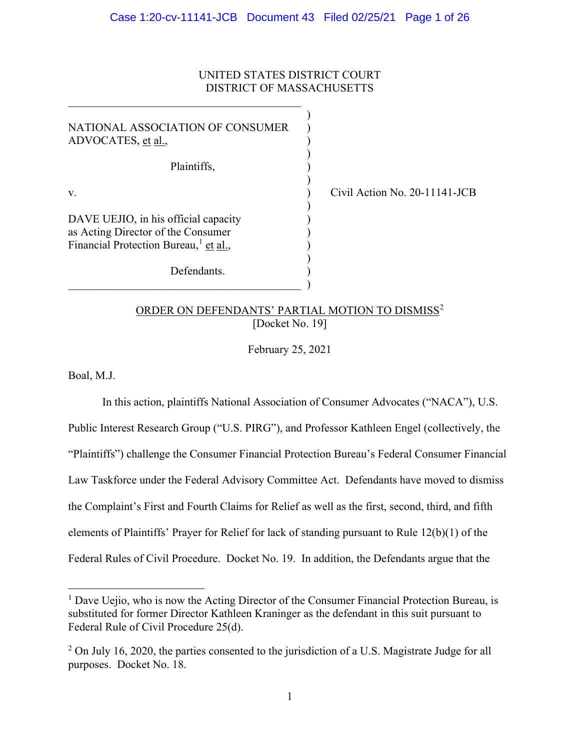UNITED STATES DISTRICT COURT
DISTRICT OF MASSACHUSETTS

NATIONAL ASSOCIATION OF CONSUMER ADVOCATES, et al.,

Plaintiffs,

v.

DAVE UEJIO, in his official capacity as Acting Director of the Consumer Financial Protection Bureau,[1] et al.,

Defendants.

Civil Action No. 20-11141-JCB

ORDER ON DEFENDANTS' PARTIAL MOTION TO DISMISS[2]
[Docket No. 19]

February 25, 2021

Boal, M.J.

In this action, plaintiffs National Association of Consumer Advocates ("NACA"), U.S. Public Interest Research Group ("U.S. PIRG"), and Professor Kathleen Engel (collectively, the "Plaintiffs") challenge the Consumer Financial Protection Bureau's Federal Consumer Financial Law Taskforce under the Federal Advisory Committee Act. Defendants have moved to dismiss the Complaint's First and Fourth Claims for Relief as well as the first, second, third, and fifth elements of Plaintiffs' Prayer for Relief for lack of standing pursuant to Rule 12(b)(1) of the Federal Rules of Civil Procedure. Docket No. 19. In addition, the Defendants argue that the

---

[1] Dave Uejio, who is now the Acting Director of the Consumer Financial Protection Bureau, is substituted for former Director Kathleen Kraninger as the defendant in this suit pursuant to Federal Rule of Civil Procedure 25(d).

[2] On July 16, 2020, the parties consented to the jurisdiction of a U.S. Magistrate Judge for all purposes. Docket No. 18.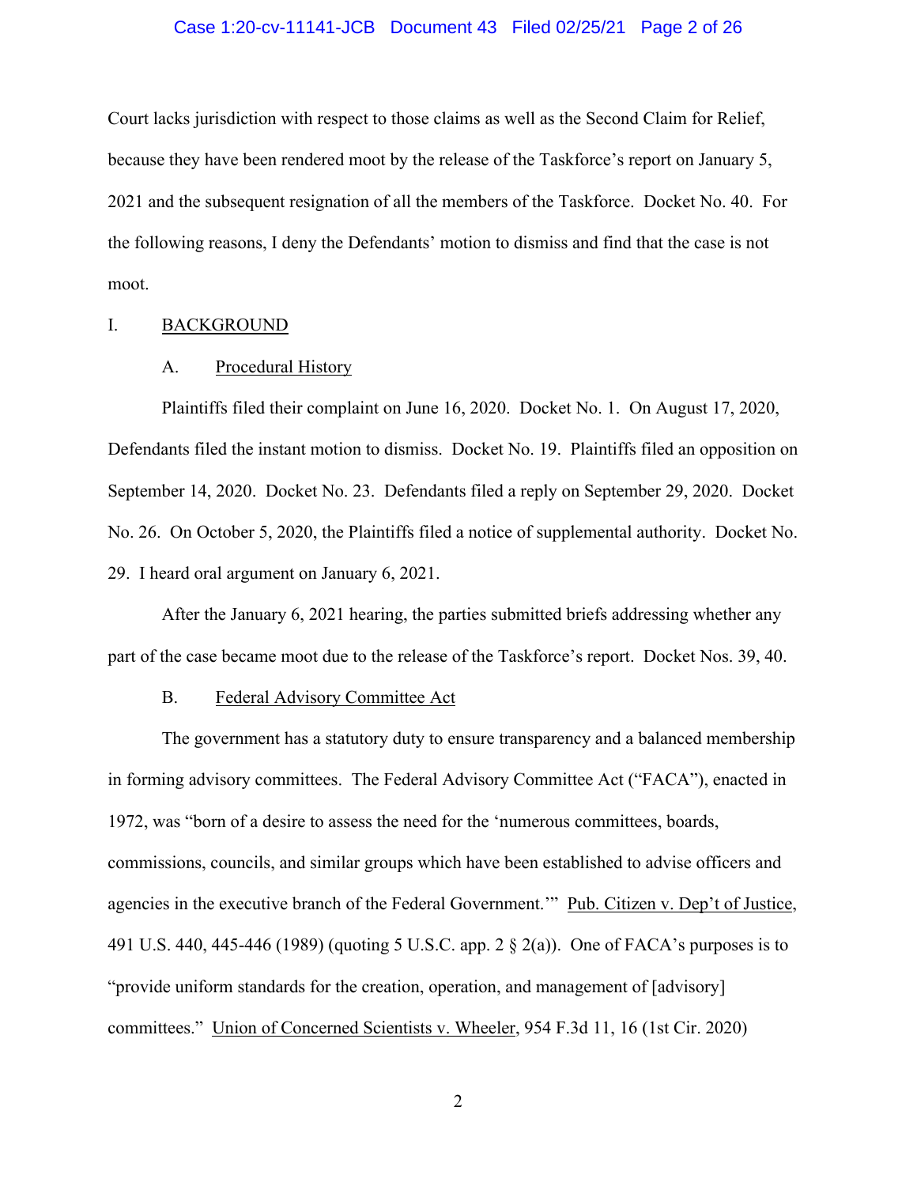Court lacks jurisdiction with respect to those claims as well as the Second Claim for Relief, because they have been rendered moot by the release of the Taskforce's report on January 5, 2021 and the subsequent resignation of all the members of the Taskforce. Docket No. 40. For the following reasons, I deny the Defendants' motion to dismiss and find that the case is not moot.

## I. BACKGROUND

### A. Procedural History

Plaintiffs filed their complaint on June 16, 2020. Docket No. 1. On August 17, 2020, Defendants filed the instant motion to dismiss. Docket No. 19. Plaintiffs filed an opposition on September 14, 2020. Docket No. 23. Defendants filed a reply on September 29, 2020. Docket No. 26. On October 5, 2020, the Plaintiffs filed a notice of supplemental authority. Docket No. 29. I heard oral argument on January 6, 2021.

After the January 6, 2021 hearing, the parties submitted briefs addressing whether any part of the case became moot due to the release of the Taskforce's report. Docket Nos. 39, 40.

### B. Federal Advisory Committee Act

The government has a statutory duty to ensure transparency and a balanced membership in forming advisory committees. The Federal Advisory Committee Act ("FACA"), enacted in 1972, was "born of a desire to assess the need for the 'numerous committees, boards, commissions, councils, and similar groups which have been established to advise officers and agencies in the executive branch of the Federal Government.'" Pub. Citizen v. Dep't of Justice, 491 U.S. 440, 445-446 (1989) (quoting 5 U.S.C. app. 2 § 2(a)). One of FACA's purposes is to "provide uniform standards for the creation, operation, and management of [advisory] committees." Union of Concerned Scientists v. Wheeler, 954 F.3d 11, 16 (1st Cir. 2020)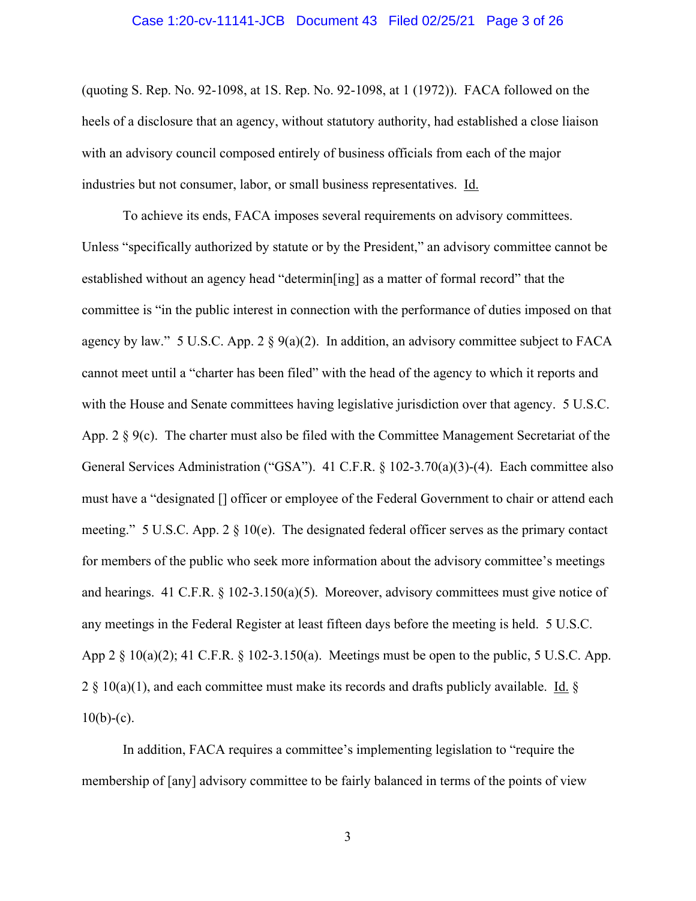(quoting S. Rep. No. 92-1098, at 1S. Rep. No. 92-1098, at 1 (1972)). FACA followed on the heels of a disclosure that an agency, without statutory authority, had established a close liaison with an advisory council composed entirely of business officials from each of the major industries but not consumer, labor, or small business representatives. Id.

To achieve its ends, FACA imposes several requirements on advisory committees. Unless "specifically authorized by statute or by the President," an advisory committee cannot be established without an agency head "determin[ing] as a matter of formal record" that the committee is "in the public interest in connection with the performance of duties imposed on that agency by law." 5 U.S.C. App. 2 § 9(a)(2). In addition, an advisory committee subject to FACA cannot meet until a "charter has been filed" with the head of the agency to which it reports and with the House and Senate committees having legislative jurisdiction over that agency. 5 U.S.C. App. 2 § 9(c). The charter must also be filed with the Committee Management Secretariat of the General Services Administration ("GSA"). 41 C.F.R. § 102-3.70(a)(3)-(4). Each committee also must have a "designated [] officer or employee of the Federal Government to chair or attend each meeting." 5 U.S.C. App. 2 § 10(e). The designated federal officer serves as the primary contact for members of the public who seek more information about the advisory committee's meetings and hearings. 41 C.F.R. § 102-3.150(a)(5). Moreover, advisory committees must give notice of any meetings in the Federal Register at least fifteen days before the meeting is held. 5 U.S.C. App 2 § 10(a)(2); 41 C.F.R. § 102-3.150(a). Meetings must be open to the public, 5 U.S.C. App. 2 § 10(a)(1), and each committee must make its records and drafts publicly available. Id. § 10(b)-(c).

In addition, FACA requires a committee's implementing legislation to "require the membership of [any] advisory committee to be fairly balanced in terms of the points of view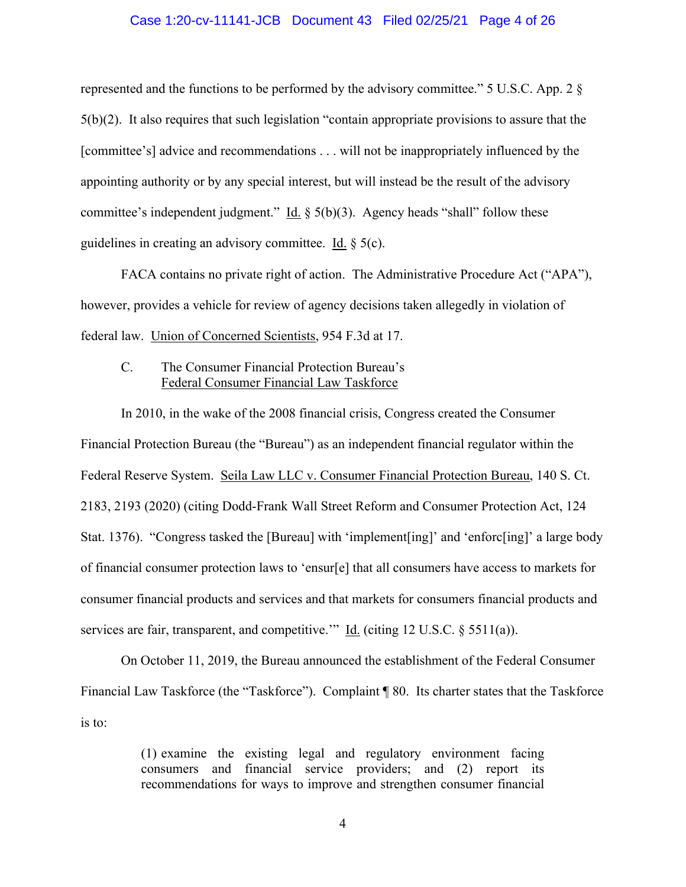represented and the functions to be performed by the advisory committee." 5 U.S.C. App. 2 § 5(b)(2). It also requires that such legislation "contain appropriate provisions to assure that the [committee's] advice and recommendations . . . will not be inappropriately influenced by the appointing authority or by any special interest, but will instead be the result of the advisory committee's independent judgment." Id. § 5(b)(3). Agency heads "shall" follow these guidelines in creating an advisory committee. Id. § 5(c).

FACA contains no private right of action. The Administrative Procedure Act ("APA"), however, provides a vehicle for review of agency decisions taken allegedly in violation of federal law. Union of Concerned Scientists, 954 F.3d at 17.

### C. The Consumer Financial Protection Bureau's Federal Consumer Financial Law Taskforce

In 2010, in the wake of the 2008 financial crisis, Congress created the Consumer Financial Protection Bureau (the "Bureau") as an independent financial regulator within the Federal Reserve System. Seila Law LLC v. Consumer Financial Protection Bureau, 140 S. Ct. 2183, 2193 (2020) (citing Dodd-Frank Wall Street Reform and Consumer Protection Act, 124 Stat. 1376). "Congress tasked the [Bureau] with 'implement[ing]' and 'enforc[ing]' a large body of financial consumer protection laws to 'ensur[e] that all consumers have access to markets for consumer financial products and services and that markets for consumers financial products and services are fair, transparent, and competitive.'" Id. (citing 12 U.S.C. § 5511(a)).

On October 11, 2019, the Bureau announced the establishment of the Federal Consumer Financial Law Taskforce (the "Taskforce"). Complaint ¶ 80. Its charter states that the Taskforce is to:

> (1) examine the existing legal and regulatory environment facing consumers and financial service providers; and (2) report its recommendations for ways to improve and strengthen consumer financial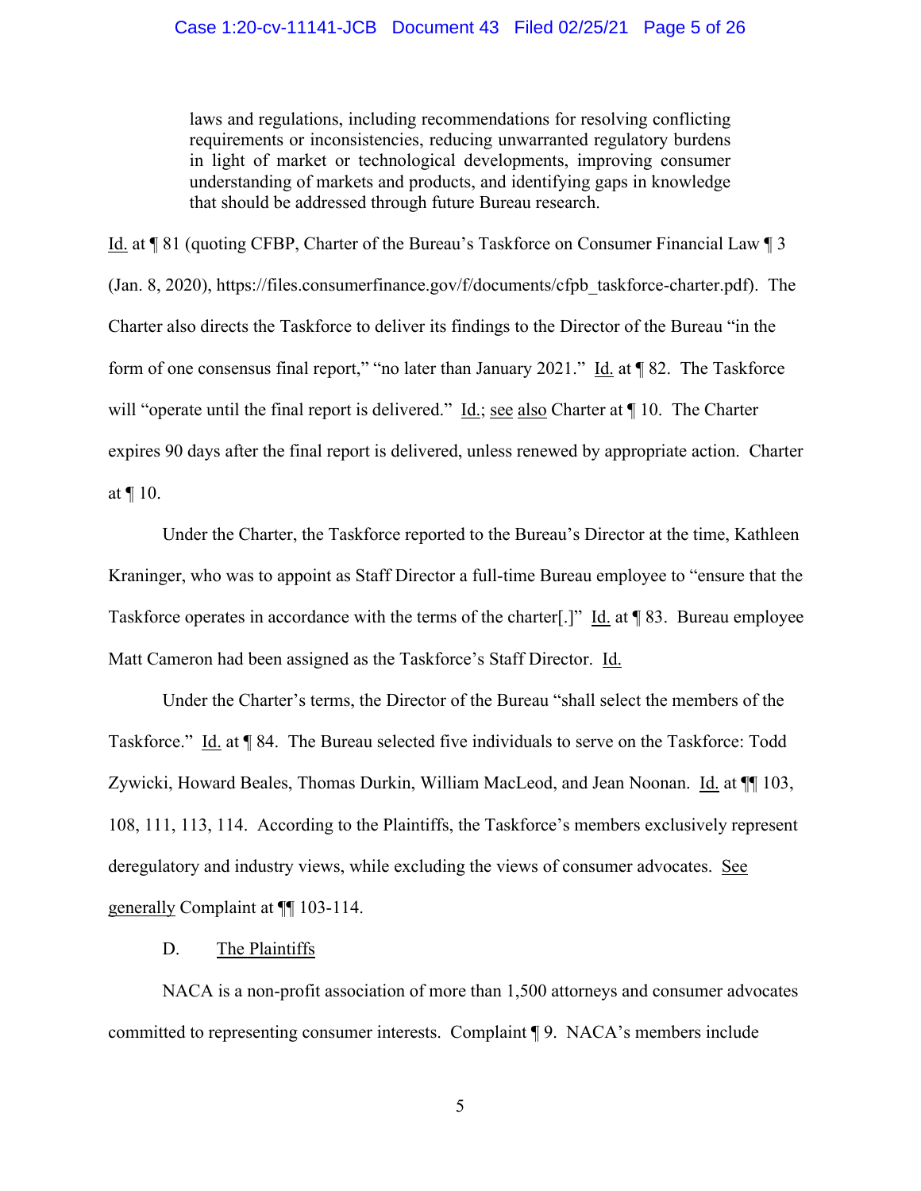> laws and regulations, including recommendations for resolving conflicting requirements or inconsistencies, reducing unwarranted regulatory burdens in light of market or technological developments, improving consumer understanding of markets and products, and identifying gaps in knowledge that should be addressed through future Bureau research.

Id. at ¶ 81 (quoting CFBP, Charter of the Bureau's Taskforce on Consumer Financial Law ¶ 3 (Jan. 8, 2020), https://files.consumerfinance.gov/f/documents/cfpb_taskforce-charter.pdf). The Charter also directs the Taskforce to deliver its findings to the Director of the Bureau "in the form of one consensus final report," "no later than January 2021." Id. at ¶ 82. The Taskforce will "operate until the final report is delivered." Id.; see also Charter at ¶ 10. The Charter expires 90 days after the final report is delivered, unless renewed by appropriate action. Charter at ¶ 10.

Under the Charter, the Taskforce reported to the Bureau's Director at the time, Kathleen Kraninger, who was to appoint as Staff Director a full-time Bureau employee to "ensure that the Taskforce operates in accordance with the terms of the charter[.]" Id. at ¶ 83. Bureau employee Matt Cameron had been assigned as the Taskforce's Staff Director. Id.

Under the Charter's terms, the Director of the Bureau "shall select the members of the Taskforce." Id. at ¶ 84. The Bureau selected five individuals to serve on the Taskforce: Todd Zywicki, Howard Beales, Thomas Durkin, William MacLeod, and Jean Noonan. Id. at ¶¶ 103, 108, 111, 113, 114. According to the Plaintiffs, the Taskforce's members exclusively represent deregulatory and industry views, while excluding the views of consumer advocates. See generally Complaint at ¶¶ 103-114.

D. The Plaintiffs

NACA is a non-profit association of more than 1,500 attorneys and consumer advocates committed to representing consumer interests. Complaint ¶ 9. NACA's members include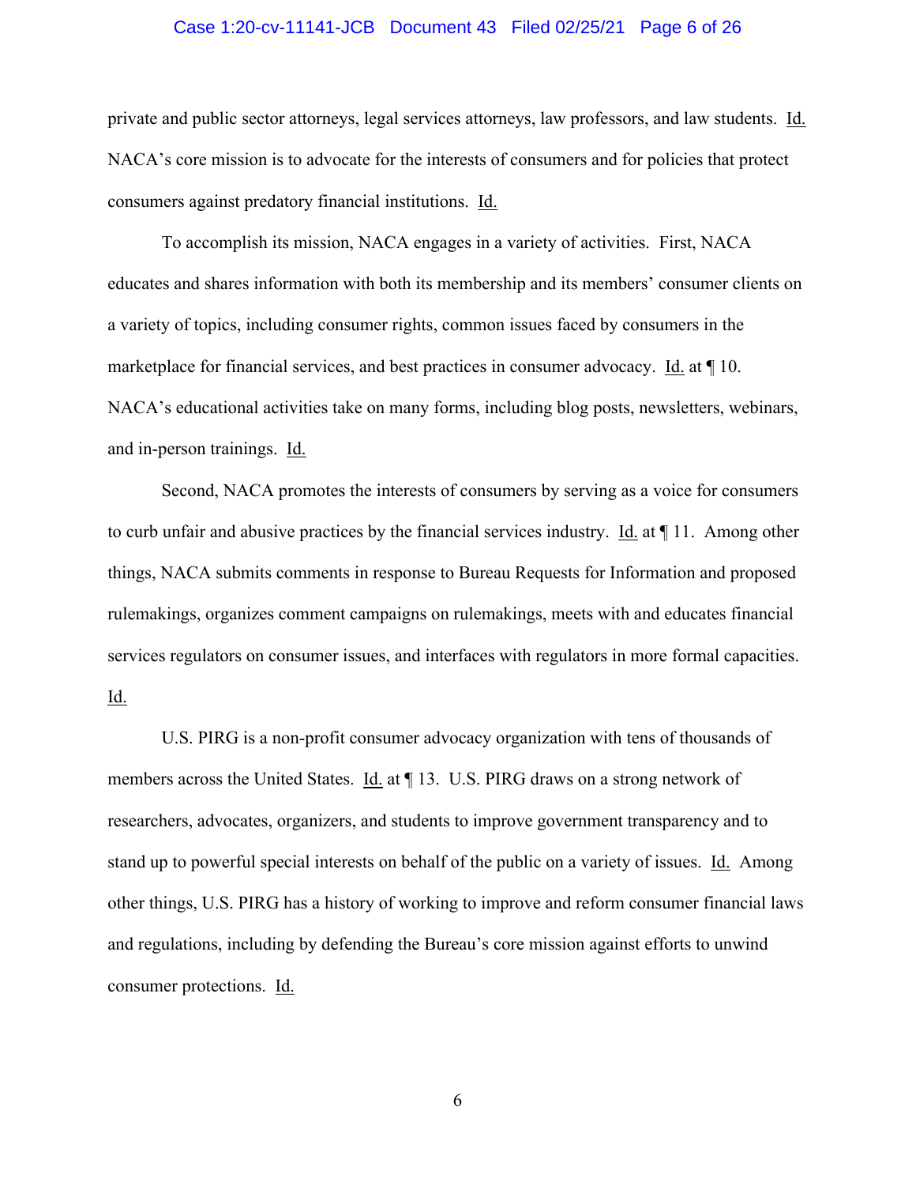private and public sector attorneys, legal services attorneys, law professors, and law students. Id. NACA's core mission is to advocate for the interests of consumers and for policies that protect consumers against predatory financial institutions. Id.

To accomplish its mission, NACA engages in a variety of activities. First, NACA educates and shares information with both its membership and its members' consumer clients on a variety of topics, including consumer rights, common issues faced by consumers in the marketplace for financial services, and best practices in consumer advocacy. Id. at ¶ 10. NACA's educational activities take on many forms, including blog posts, newsletters, webinars, and in-person trainings. Id.

Second, NACA promotes the interests of consumers by serving as a voice for consumers to curb unfair and abusive practices by the financial services industry. Id. at ¶ 11. Among other things, NACA submits comments in response to Bureau Requests for Information and proposed rulemakings, organizes comment campaigns on rulemakings, meets with and educates financial services regulators on consumer issues, and interfaces with regulators in more formal capacities. Id.

U.S. PIRG is a non-profit consumer advocacy organization with tens of thousands of members across the United States. Id. at ¶ 13. U.S. PIRG draws on a strong network of researchers, advocates, organizers, and students to improve government transparency and to stand up to powerful special interests on behalf of the public on a variety of issues. Id. Among other things, U.S. PIRG has a history of working to improve and reform consumer financial laws and regulations, including by defending the Bureau's core mission against efforts to unwind consumer protections. Id.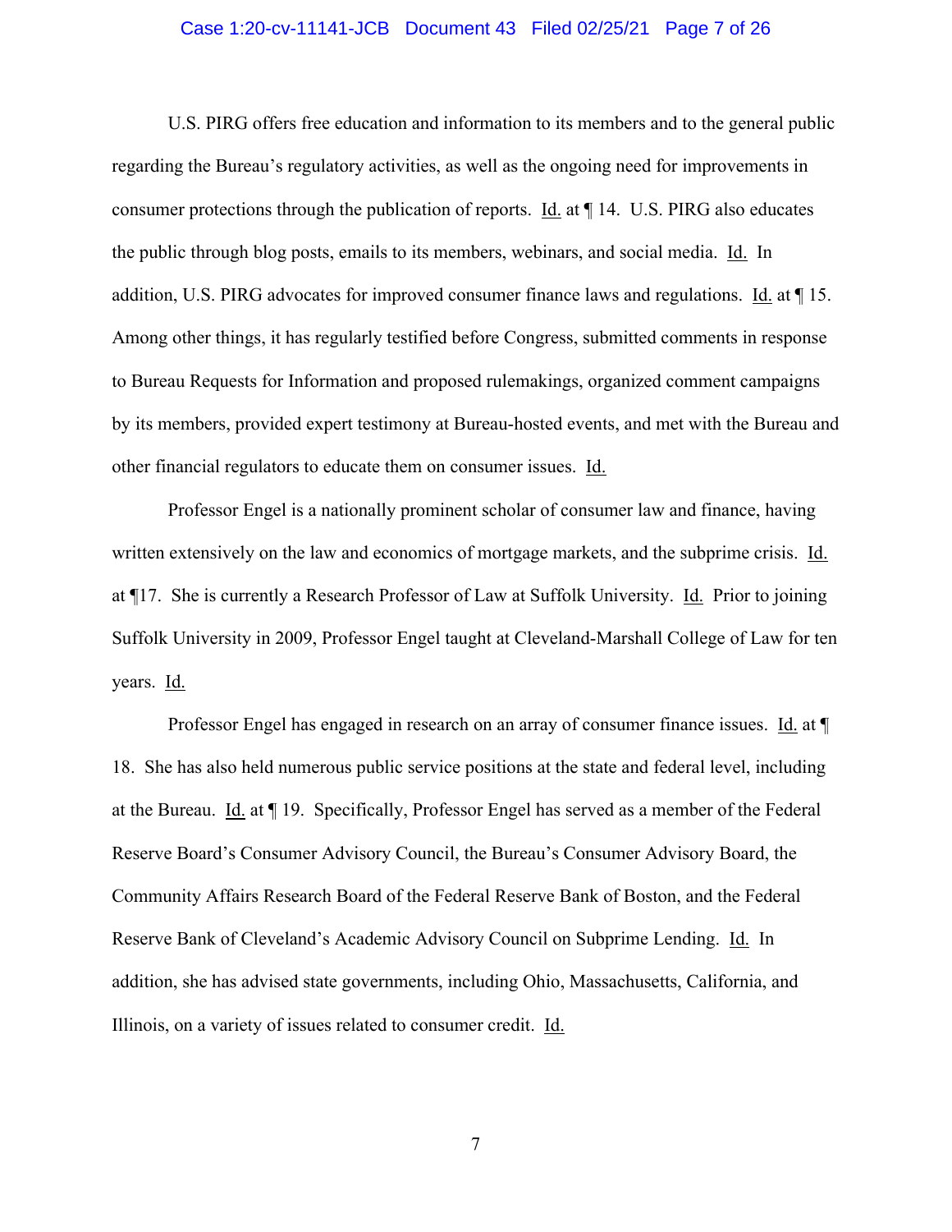U.S. PIRG offers free education and information to its members and to the general public regarding the Bureau's regulatory activities, as well as the ongoing need for improvements in consumer protections through the publication of reports. Id. at ¶ 14. U.S. PIRG also educates the public through blog posts, emails to its members, webinars, and social media. Id. In addition, U.S. PIRG advocates for improved consumer finance laws and regulations. Id. at ¶ 15. Among other things, it has regularly testified before Congress, submitted comments in response to Bureau Requests for Information and proposed rulemakings, organized comment campaigns by its members, provided expert testimony at Bureau-hosted events, and met with the Bureau and other financial regulators to educate them on consumer issues. Id.

Professor Engel is a nationally prominent scholar of consumer law and finance, having written extensively on the law and economics of mortgage markets, and the subprime crisis. Id. at ¶17. She is currently a Research Professor of Law at Suffolk University. Id. Prior to joining Suffolk University in 2009, Professor Engel taught at Cleveland-Marshall College of Law for ten years. Id.

Professor Engel has engaged in research on an array of consumer finance issues. Id. at ¶ 18. She has also held numerous public service positions at the state and federal level, including at the Bureau. Id. at ¶ 19. Specifically, Professor Engel has served as a member of the Federal Reserve Board's Consumer Advisory Council, the Bureau's Consumer Advisory Board, the Community Affairs Research Board of the Federal Reserve Bank of Boston, and the Federal Reserve Bank of Cleveland's Academic Advisory Council on Subprime Lending. Id. In addition, she has advised state governments, including Ohio, Massachusetts, California, and Illinois, on a variety of issues related to consumer credit. Id.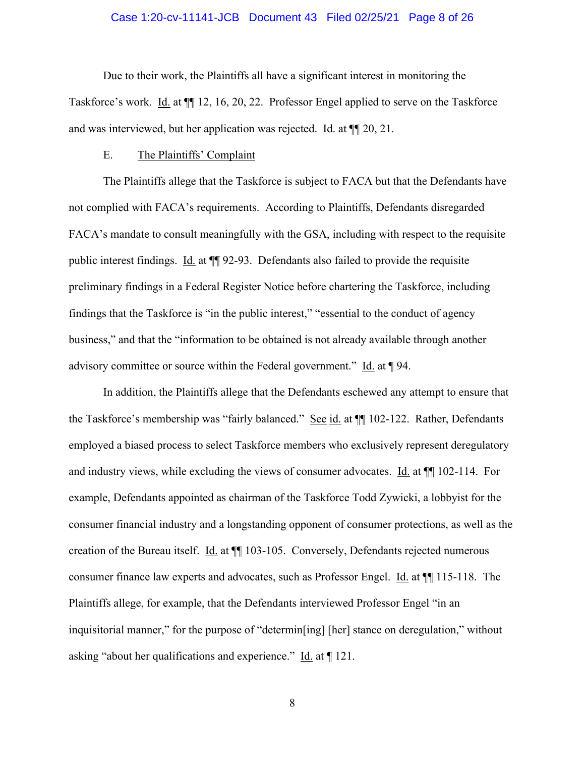Due to their work, the Plaintiffs all have a significant interest in monitoring the Taskforce's work. Id. at ¶¶ 12, 16, 20, 22. Professor Engel applied to serve on the Taskforce and was interviewed, but her application was rejected. Id. at ¶¶ 20, 21.

E. The Plaintiffs' Complaint

The Plaintiffs allege that the Taskforce is subject to FACA but that the Defendants have not complied with FACA's requirements. According to Plaintiffs, Defendants disregarded FACA's mandate to consult meaningfully with the GSA, including with respect to the requisite public interest findings. Id. at ¶¶ 92-93. Defendants also failed to provide the requisite preliminary findings in a Federal Register Notice before chartering the Taskforce, including findings that the Taskforce is "in the public interest," "essential to the conduct of agency business," and that the "information to be obtained is not already available through another advisory committee or source within the Federal government." Id. at ¶ 94.

In addition, the Plaintiffs allege that the Defendants eschewed any attempt to ensure that the Taskforce's membership was "fairly balanced." See id. at ¶¶ 102-122. Rather, Defendants employed a biased process to select Taskforce members who exclusively represent deregulatory and industry views, while excluding the views of consumer advocates. Id. at ¶¶ 102-114. For example, Defendants appointed as chairman of the Taskforce Todd Zywicki, a lobbyist for the consumer financial industry and a longstanding opponent of consumer protections, as well as the creation of the Bureau itself. Id. at ¶¶ 103-105. Conversely, Defendants rejected numerous consumer finance law experts and advocates, such as Professor Engel. Id. at ¶¶ 115-118. The Plaintiffs allege, for example, that the Defendants interviewed Professor Engel "in an inquisitorial manner," for the purpose of "determin[ing] [her] stance on deregulation," without asking "about her qualifications and experience." Id. at ¶ 121.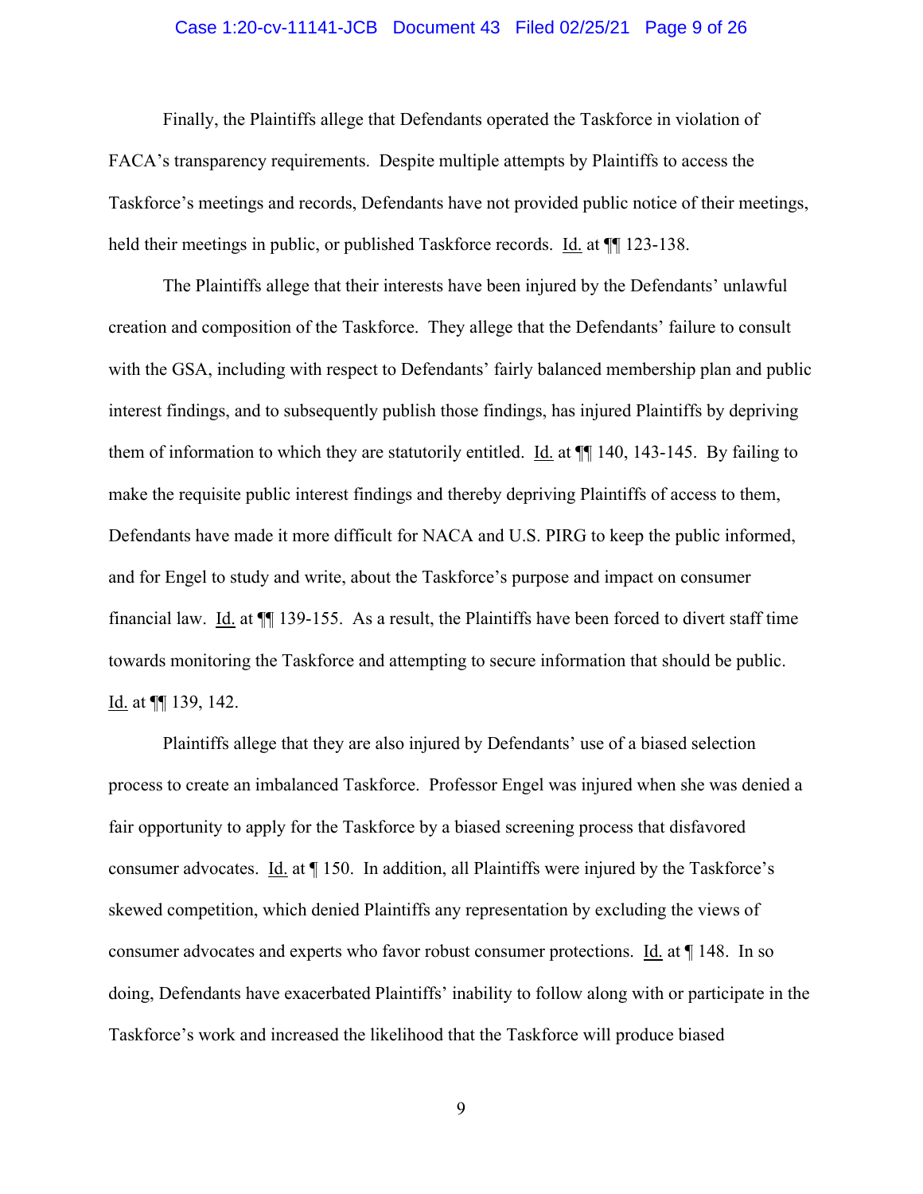Finally, the Plaintiffs allege that Defendants operated the Taskforce in violation of FACA's transparency requirements. Despite multiple attempts by Plaintiffs to access the Taskforce's meetings and records, Defendants have not provided public notice of their meetings, held their meetings in public, or published Taskforce records. Id. at ¶¶ 123-138.

The Plaintiffs allege that their interests have been injured by the Defendants' unlawful creation and composition of the Taskforce. They allege that the Defendants' failure to consult with the GSA, including with respect to Defendants' fairly balanced membership plan and public interest findings, and to subsequently publish those findings, has injured Plaintiffs by depriving them of information to which they are statutorily entitled. Id. at ¶¶ 140, 143-145. By failing to make the requisite public interest findings and thereby depriving Plaintiffs of access to them, Defendants have made it more difficult for NACA and U.S. PIRG to keep the public informed, and for Engel to study and write, about the Taskforce's purpose and impact on consumer financial law. Id. at ¶¶ 139-155. As a result, the Plaintiffs have been forced to divert staff time towards monitoring the Taskforce and attempting to secure information that should be public. Id. at ¶¶ 139, 142.

Plaintiffs allege that they are also injured by Defendants' use of a biased selection process to create an imbalanced Taskforce. Professor Engel was injured when she was denied a fair opportunity to apply for the Taskforce by a biased screening process that disfavored consumer advocates. Id. at ¶ 150. In addition, all Plaintiffs were injured by the Taskforce's skewed competition, which denied Plaintiffs any representation by excluding the views of consumer advocates and experts who favor robust consumer protections. Id. at ¶ 148. In so doing, Defendants have exacerbated Plaintiffs' inability to follow along with or participate in the Taskforce's work and increased the likelihood that the Taskforce will produce biased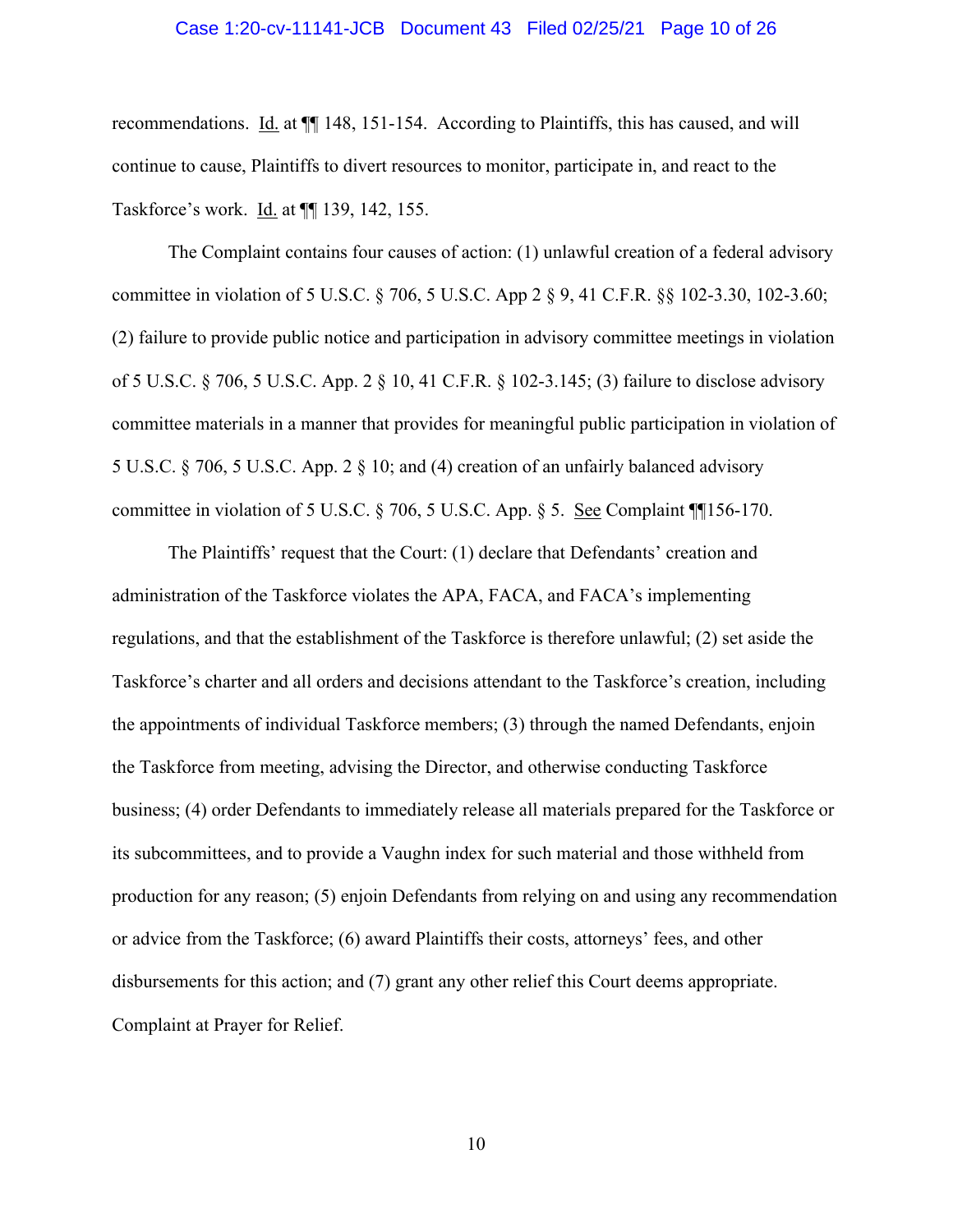recommendations. Id. at ¶¶ 148, 151-154. According to Plaintiffs, this has caused, and will continue to cause, Plaintiffs to divert resources to monitor, participate in, and react to the Taskforce's work. Id. at ¶¶ 139, 142, 155.

The Complaint contains four causes of action: (1) unlawful creation of a federal advisory committee in violation of 5 U.S.C. § 706, 5 U.S.C. App 2 § 9, 41 C.F.R. §§ 102-3.30, 102-3.60; (2) failure to provide public notice and participation in advisory committee meetings in violation of 5 U.S.C. § 706, 5 U.S.C. App. 2 § 10, 41 C.F.R. § 102-3.145; (3) failure to disclose advisory committee materials in a manner that provides for meaningful public participation in violation of 5 U.S.C. § 706, 5 U.S.C. App. 2 § 10; and (4) creation of an unfairly balanced advisory committee in violation of 5 U.S.C. § 706, 5 U.S.C. App. § 5. See Complaint ¶¶156-170.

The Plaintiffs' request that the Court: (1) declare that Defendants' creation and administration of the Taskforce violates the APA, FACA, and FACA's implementing regulations, and that the establishment of the Taskforce is therefore unlawful; (2) set aside the Taskforce's charter and all orders and decisions attendant to the Taskforce's creation, including the appointments of individual Taskforce members; (3) through the named Defendants, enjoin the Taskforce from meeting, advising the Director, and otherwise conducting Taskforce business; (4) order Defendants to immediately release all materials prepared for the Taskforce or its subcommittees, and to provide a Vaughn index for such material and those withheld from production for any reason; (5) enjoin Defendants from relying on and using any recommendation or advice from the Taskforce; (6) award Plaintiffs their costs, attorneys' fees, and other disbursements for this action; and (7) grant any other relief this Court deems appropriate. Complaint at Prayer for Relief.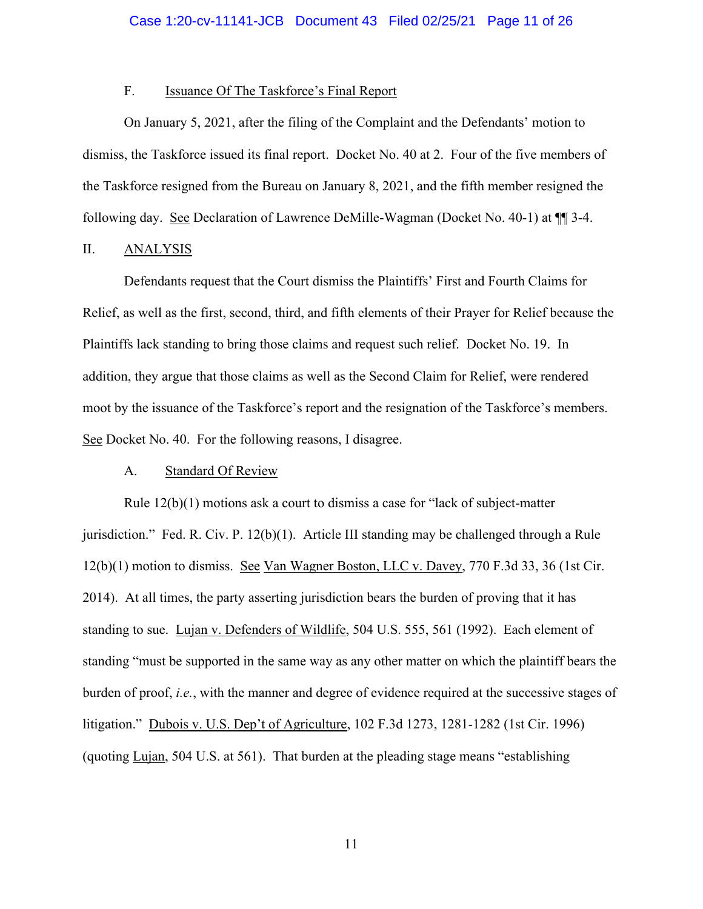### F. Issuance Of The Taskforce's Final Report

On January 5, 2021, after the filing of the Complaint and the Defendants' motion to dismiss, the Taskforce issued its final report. Docket No. 40 at 2. Four of the five members of the Taskforce resigned from the Bureau on January 8, 2021, and the fifth member resigned the following day. See Declaration of Lawrence DeMille-Wagman (Docket No. 40-1) at ¶¶ 3-4.

## II. ANALYSIS

Defendants request that the Court dismiss the Plaintiffs' First and Fourth Claims for Relief, as well as the first, second, third, and fifth elements of their Prayer for Relief because the Plaintiffs lack standing to bring those claims and request such relief. Docket No. 19. In addition, they argue that those claims as well as the Second Claim for Relief, were rendered moot by the issuance of the Taskforce's report and the resignation of the Taskforce's members. See Docket No. 40. For the following reasons, I disagree.

### A. Standard Of Review

Rule 12(b)(1) motions ask a court to dismiss a case for "lack of subject-matter jurisdiction." Fed. R. Civ. P. 12(b)(1). Article III standing may be challenged through a Rule 12(b)(1) motion to dismiss. See Van Wagner Boston, LLC v. Davey, 770 F.3d 33, 36 (1st Cir. 2014). At all times, the party asserting jurisdiction bears the burden of proving that it has standing to sue. Lujan v. Defenders of Wildlife, 504 U.S. 555, 561 (1992). Each element of standing "must be supported in the same way as any other matter on which the plaintiff bears the burden of proof, *i.e.*, with the manner and degree of evidence required at the successive stages of litigation." Dubois v. U.S. Dep't of Agriculture, 102 F.3d 1273, 1281-1282 (1st Cir. 1996) (quoting Lujan, 504 U.S. at 561). That burden at the pleading stage means "establishing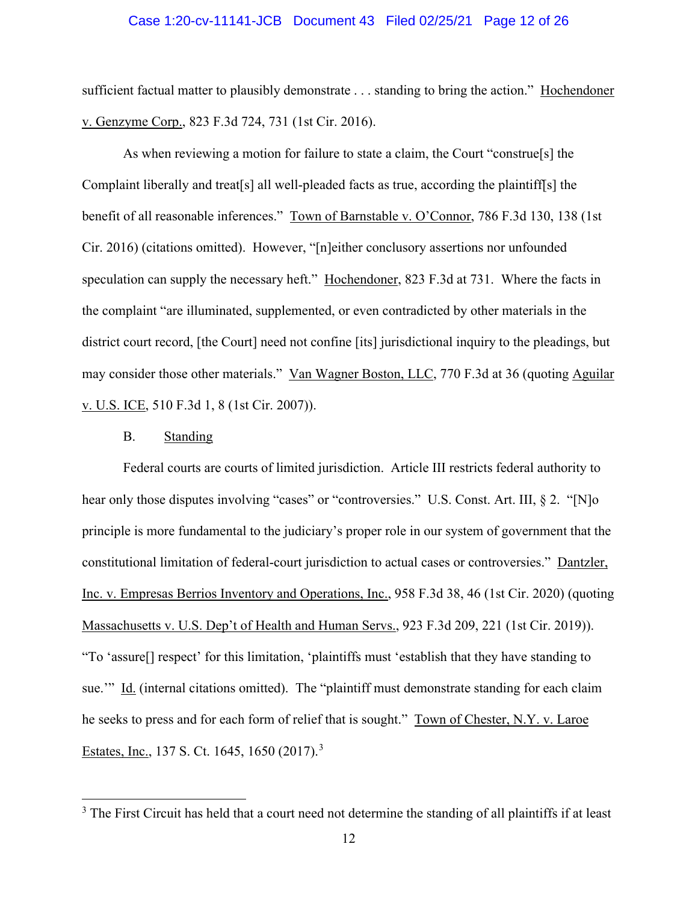sufficient factual matter to plausibly demonstrate . . . standing to bring the action." Hochendoner v. Genzyme Corp., 823 F.3d 724, 731 (1st Cir. 2016).

As when reviewing a motion for failure to state a claim, the Court "construe[s] the Complaint liberally and treat[s] all well-pleaded facts as true, according the plaintiff[s] the benefit of all reasonable inferences." Town of Barnstable v. O'Connor, 786 F.3d 130, 138 (1st Cir. 2016) (citations omitted). However, "[n]either conclusory assertions nor unfounded speculation can supply the necessary heft." Hochendoner, 823 F.3d at 731. Where the facts in the complaint "are illuminated, supplemented, or even contradicted by other materials in the district court record, [the Court] need not confine [its] jurisdictional inquiry to the pleadings, but may consider those other materials." Van Wagner Boston, LLC, 770 F.3d at 36 (quoting Aguilar v. U.S. ICE, 510 F.3d 1, 8 (1st Cir. 2007)).

B. Standing

Federal courts are courts of limited jurisdiction. Article III restricts federal authority to hear only those disputes involving "cases" or "controversies." U.S. Const. Art. III, § 2. "[N]o principle is more fundamental to the judiciary's proper role in our system of government that the constitutional limitation of federal-court jurisdiction to actual cases or controversies." Dantzler, Inc. v. Empresas Berrios Inventory and Operations, Inc., 958 F.3d 38, 46 (1st Cir. 2020) (quoting Massachusetts v. U.S. Dep't of Health and Human Servs., 923 F.3d 209, 221 (1st Cir. 2019)). "To 'assure[] respect' for this limitation, 'plaintiffs must 'establish that they have standing to sue.'" Id. (internal citations omitted). The "plaintiff must demonstrate standing for each claim he seeks to press and for each form of relief that is sought." Town of Chester, N.Y. v. Laroe Estates, Inc., 137 S. Ct. 1645, 1650 (2017).[3]

[3] The First Circuit has held that a court need not determine the standing of all plaintiffs if at least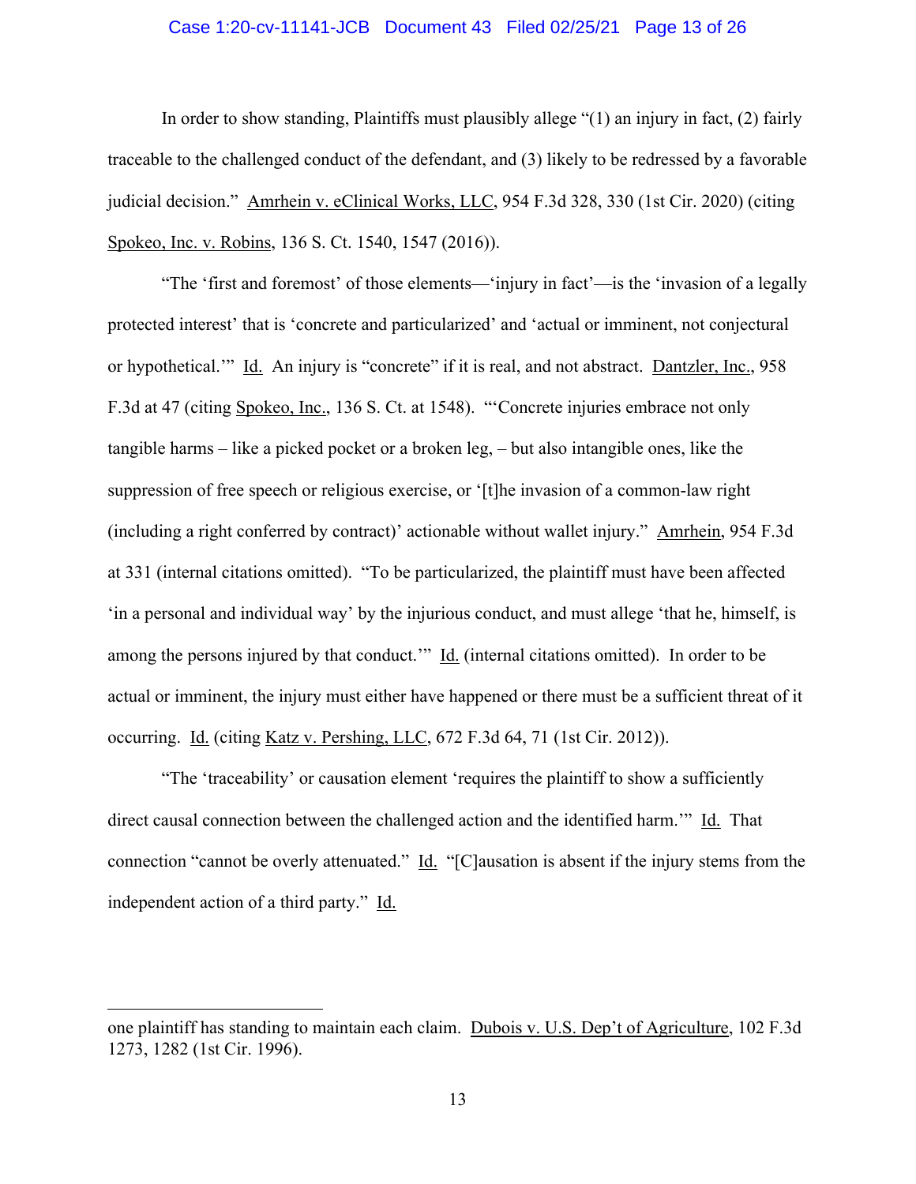In order to show standing, Plaintiffs must plausibly allege "(1) an injury in fact, (2) fairly traceable to the challenged conduct of the defendant, and (3) likely to be redressed by a favorable judicial decision." Amrhein v. eClinical Works, LLC, 954 F.3d 328, 330 (1st Cir. 2020) (citing Spokeo, Inc. v. Robins, 136 S. Ct. 1540, 1547 (2016)).

"The 'first and foremost' of those elements—'injury in fact'—is the 'invasion of a legally protected interest' that is 'concrete and particularized' and 'actual or imminent, not conjectural or hypothetical.'" Id. An injury is "concrete" if it is real, and not abstract. Dantzler, Inc., 958 F.3d at 47 (citing Spokeo, Inc., 136 S. Ct. at 1548). "'Concrete injuries embrace not only tangible harms – like a picked pocket or a broken leg, – but also intangible ones, like the suppression of free speech or religious exercise, or '[t]he invasion of a common-law right (including a right conferred by contract)' actionable without wallet injury." Amrhein, 954 F.3d at 331 (internal citations omitted). "To be particularized, the plaintiff must have been affected 'in a personal and individual way' by the injurious conduct, and must allege 'that he, himself, is among the persons injured by that conduct.'" Id. (internal citations omitted). In order to be actual or imminent, the injury must either have happened or there must be a sufficient threat of it occurring. Id. (citing Katz v. Pershing, LLC, 672 F.3d 64, 71 (1st Cir. 2012)).

"The 'traceability' or causation element 'requires the plaintiff to show a sufficiently direct causal connection between the challenged action and the identified harm.'" Id. That connection "cannot be overly attenuated." Id. "[C]ausation is absent if the injury stems from the independent action of a third party." Id.

---

one plaintiff has standing to maintain each claim. Dubois v. U.S. Dep't of Agriculture, 102 F.3d 1273, 1282 (1st Cir. 1996).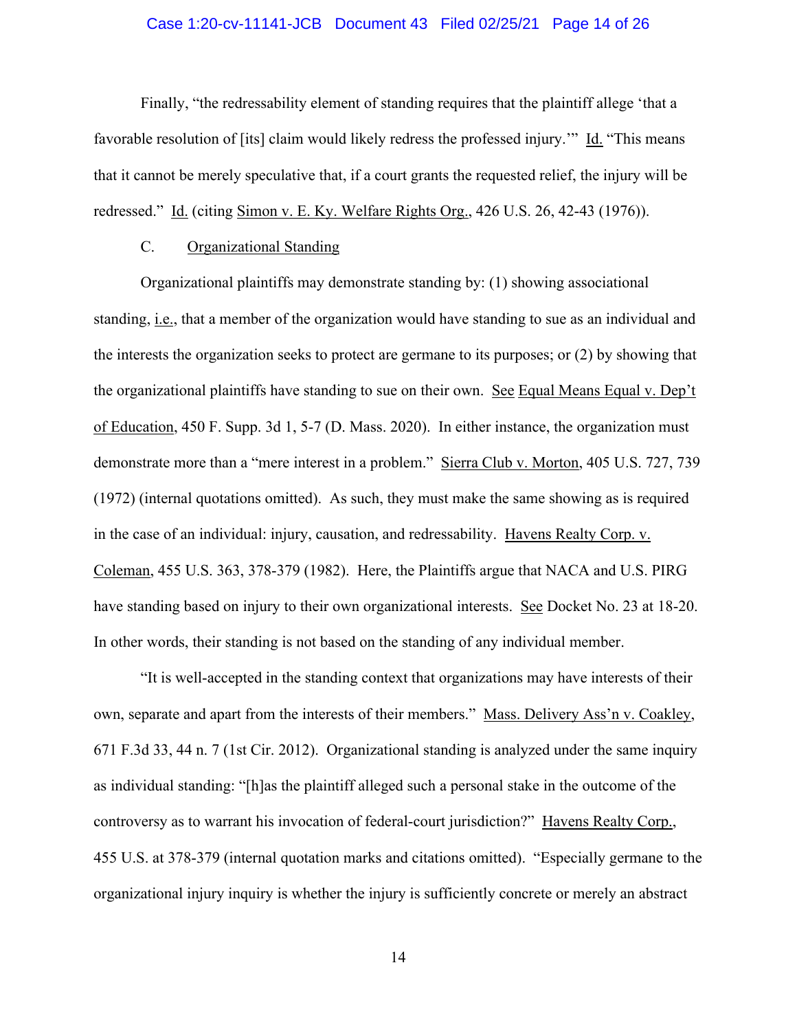Finally, "the redressability element of standing requires that the plaintiff allege 'that a favorable resolution of [its] claim would likely redress the professed injury.'" Id. "This means that it cannot be merely speculative that, if a court grants the requested relief, the injury will be redressed." Id. (citing Simon v. E. Ky. Welfare Rights Org., 426 U.S. 26, 42-43 (1976)).

C. Organizational Standing

Organizational plaintiffs may demonstrate standing by: (1) showing associational standing, i.e., that a member of the organization would have standing to sue as an individual and the interests the organization seeks to protect are germane to its purposes; or (2) by showing that the organizational plaintiffs have standing to sue on their own. See Equal Means Equal v. Dep't of Education, 450 F. Supp. 3d 1, 5-7 (D. Mass. 2020). In either instance, the organization must demonstrate more than a "mere interest in a problem." Sierra Club v. Morton, 405 U.S. 727, 739 (1972) (internal quotations omitted). As such, they must make the same showing as is required in the case of an individual: injury, causation, and redressability. Havens Realty Corp. v. Coleman, 455 U.S. 363, 378-379 (1982). Here, the Plaintiffs argue that NACA and U.S. PIRG have standing based on injury to their own organizational interests. See Docket No. 23 at 18-20. In other words, their standing is not based on the standing of any individual member.

"It is well-accepted in the standing context that organizations may have interests of their own, separate and apart from the interests of their members." Mass. Delivery Ass'n v. Coakley, 671 F.3d 33, 44 n. 7 (1st Cir. 2012). Organizational standing is analyzed under the same inquiry as individual standing: "[h]as the plaintiff alleged such a personal stake in the outcome of the controversy as to warrant his invocation of federal-court jurisdiction?" Havens Realty Corp., 455 U.S. at 378-379 (internal quotation marks and citations omitted). "Especially germane to the organizational injury inquiry is whether the injury is sufficiently concrete or merely an abstract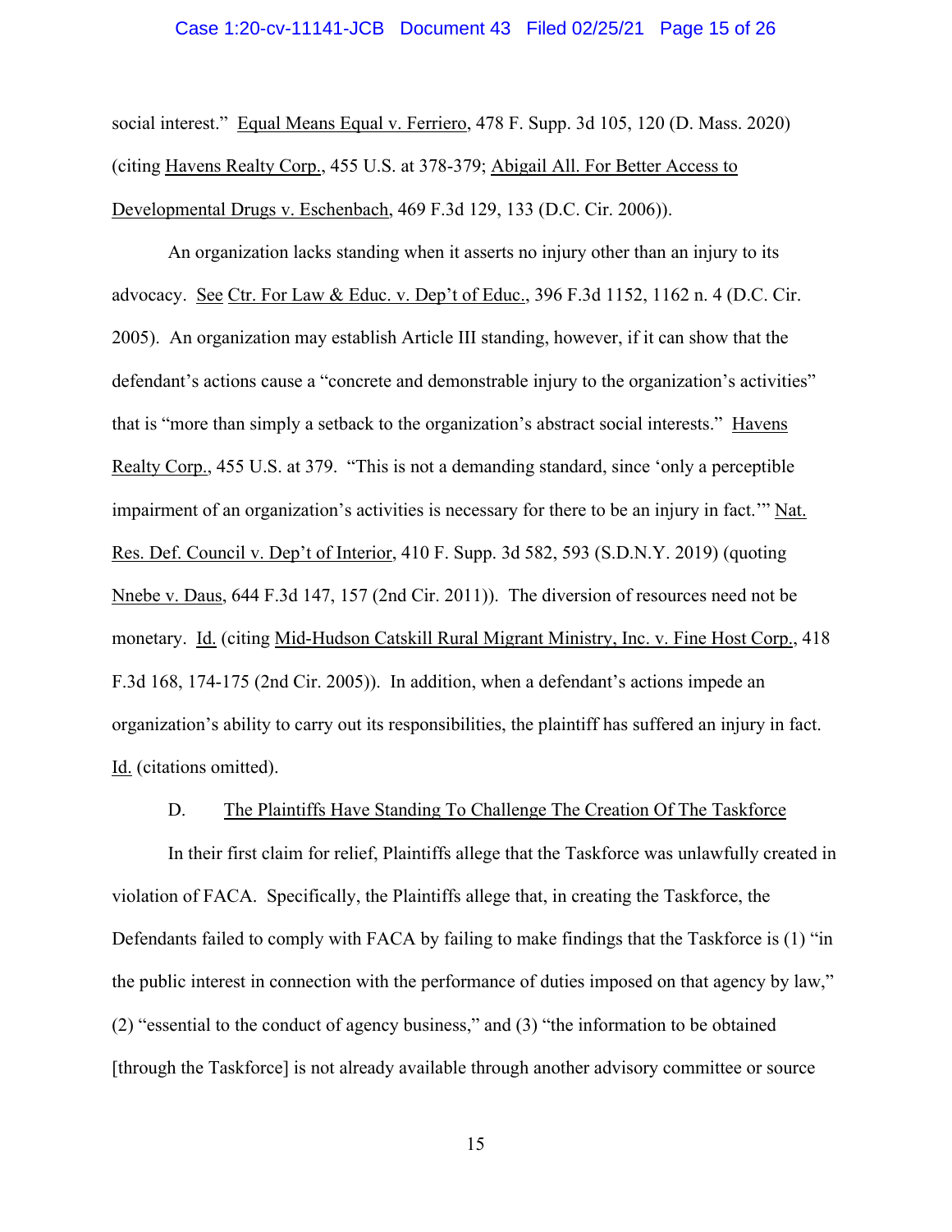social interest." Equal Means Equal v. Ferriero, 478 F. Supp. 3d 105, 120 (D. Mass. 2020) (citing Havens Realty Corp., 455 U.S. at 378-379; Abigail All. For Better Access to Developmental Drugs v. Eschenbach, 469 F.3d 129, 133 (D.C. Cir. 2006)).

An organization lacks standing when it asserts no injury other than an injury to its advocacy. See Ctr. For Law & Educ. v. Dep't of Educ., 396 F.3d 1152, 1162 n. 4 (D.C. Cir. 2005). An organization may establish Article III standing, however, if it can show that the defendant's actions cause a "concrete and demonstrable injury to the organization's activities" that is "more than simply a setback to the organization's abstract social interests." Havens Realty Corp., 455 U.S. at 379. "This is not a demanding standard, since 'only a perceptible impairment of an organization's activities is necessary for there to be an injury in fact.'" Nat. Res. Def. Council v. Dep't of Interior, 410 F. Supp. 3d 582, 593 (S.D.N.Y. 2019) (quoting Nnebe v. Daus, 644 F.3d 147, 157 (2nd Cir. 2011)). The diversion of resources need not be monetary. Id. (citing Mid-Hudson Catskill Rural Migrant Ministry, Inc. v. Fine Host Corp., 418 F.3d 168, 174-175 (2nd Cir. 2005)). In addition, when a defendant's actions impede an organization's ability to carry out its responsibilities, the plaintiff has suffered an injury in fact. Id. (citations omitted).

### D. The Plaintiffs Have Standing To Challenge The Creation Of The Taskforce

In their first claim for relief, Plaintiffs allege that the Taskforce was unlawfully created in violation of FACA. Specifically, the Plaintiffs allege that, in creating the Taskforce, the Defendants failed to comply with FACA by failing to make findings that the Taskforce is (1) "in the public interest in connection with the performance of duties imposed on that agency by law," (2) "essential to the conduct of agency business," and (3) "the information to be obtained [through the Taskforce] is not already available through another advisory committee or source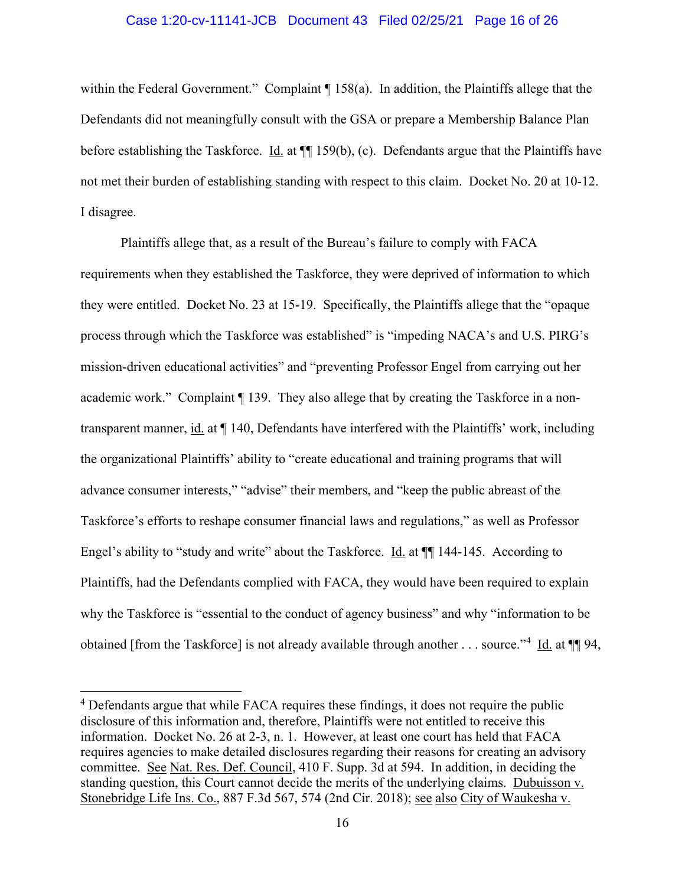within the Federal Government." Complaint ¶ 158(a). In addition, the Plaintiffs allege that the Defendants did not meaningfully consult with the GSA or prepare a Membership Balance Plan before establishing the Taskforce. Id. at ¶¶ 159(b), (c). Defendants argue that the Plaintiffs have not met their burden of establishing standing with respect to this claim. Docket No. 20 at 10-12. I disagree.

Plaintiffs allege that, as a result of the Bureau's failure to comply with FACA requirements when they established the Taskforce, they were deprived of information to which they were entitled. Docket No. 23 at 15-19. Specifically, the Plaintiffs allege that the "opaque process through which the Taskforce was established" is "impeding NACA's and U.S. PIRG's mission-driven educational activities" and "preventing Professor Engel from carrying out her academic work." Complaint ¶ 139. They also allege that by creating the Taskforce in a non-transparent manner, id. at ¶ 140, Defendants have interfered with the Plaintiffs' work, including the organizational Plaintiffs' ability to "create educational and training programs that will advance consumer interests," "advise" their members, and "keep the public abreast of the Taskforce's efforts to reshape consumer financial laws and regulations," as well as Professor Engel's ability to "study and write" about the Taskforce. Id. at ¶¶ 144-145. According to Plaintiffs, had the Defendants complied with FACA, they would have been required to explain why the Taskforce is "essential to the conduct of agency business" and why "information to be obtained [from the Taskforce] is not already available through another . . . source."[4] Id. at ¶¶ 94,

---

[4] Defendants argue that while FACA requires these findings, it does not require the public disclosure of this information and, therefore, Plaintiffs were not entitled to receive this information. Docket No. 26 at 2-3, n. 1. However, at least one court has held that FACA requires agencies to make detailed disclosures regarding their reasons for creating an advisory committee. See Nat. Res. Def. Council, 410 F. Supp. 3d at 594. In addition, in deciding the standing question, this Court cannot decide the merits of the underlying claims. Dubuisson v. Stonebridge Life Ins. Co., 887 F.3d 567, 574 (2nd Cir. 2018); see also City of Waukesha v.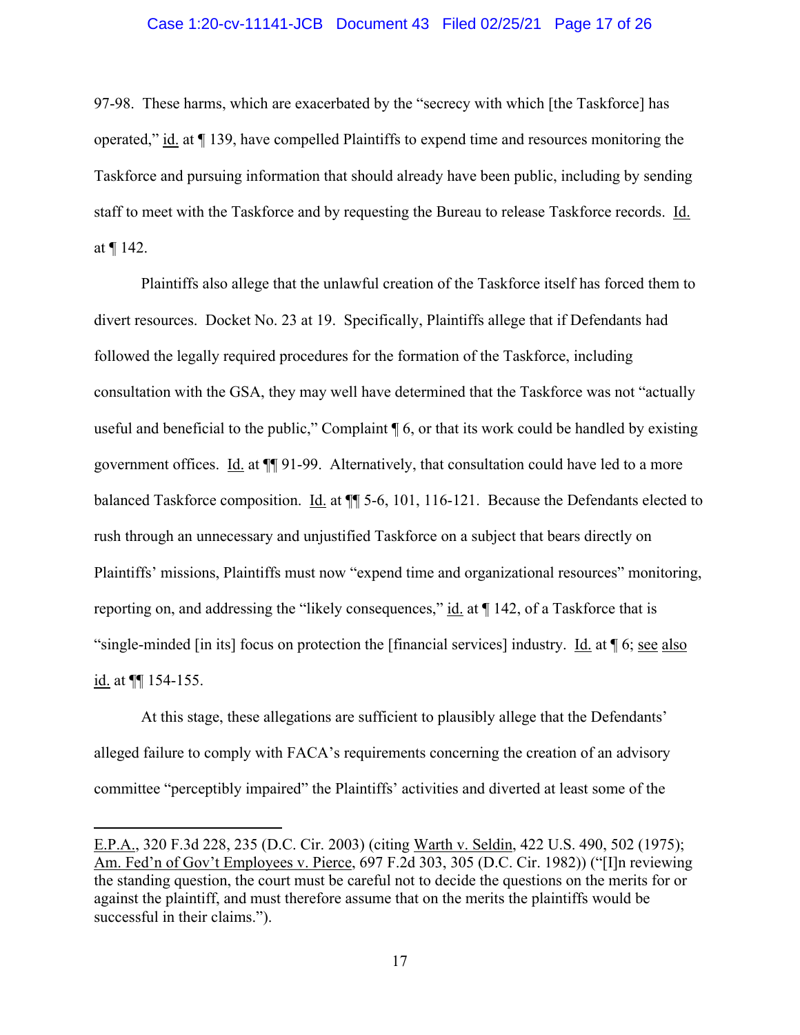97-98. These harms, which are exacerbated by the "secrecy with which [the Taskforce] has operated," id. at ¶ 139, have compelled Plaintiffs to expend time and resources monitoring the Taskforce and pursuing information that should already have been public, including by sending staff to meet with the Taskforce and by requesting the Bureau to release Taskforce records. Id. at ¶ 142.

Plaintiffs also allege that the unlawful creation of the Taskforce itself has forced them to divert resources. Docket No. 23 at 19. Specifically, Plaintiffs allege that if Defendants had followed the legally required procedures for the formation of the Taskforce, including consultation with the GSA, they may well have determined that the Taskforce was not "actually useful and beneficial to the public," Complaint ¶ 6, or that its work could be handled by existing government offices. Id. at ¶¶ 91-99. Alternatively, that consultation could have led to a more balanced Taskforce composition. Id. at ¶¶ 5-6, 101, 116-121. Because the Defendants elected to rush through an unnecessary and unjustified Taskforce on a subject that bears directly on Plaintiffs' missions, Plaintiffs must now "expend time and organizational resources" monitoring, reporting on, and addressing the "likely consequences," id. at ¶ 142, of a Taskforce that is "single-minded [in its] focus on protection the [financial services] industry. Id. at ¶ 6; see also id. at ¶¶ 154-155.

At this stage, these allegations are sufficient to plausibly allege that the Defendants' alleged failure to comply with FACA's requirements concerning the creation of an advisory committee "perceptibly impaired" the Plaintiffs' activities and diverted at least some of the

---

E.P.A., 320 F.3d 228, 235 (D.C. Cir. 2003) (citing Warth v. Seldin, 422 U.S. 490, 502 (1975); Am. Fed'n of Gov't Employees v. Pierce, 697 F.2d 303, 305 (D.C. Cir. 1982)) ("[I]n reviewing the standing question, the court must be careful not to decide the questions on the merits for or against the plaintiff, and must therefore assume that on the merits the plaintiffs would be successful in their claims.").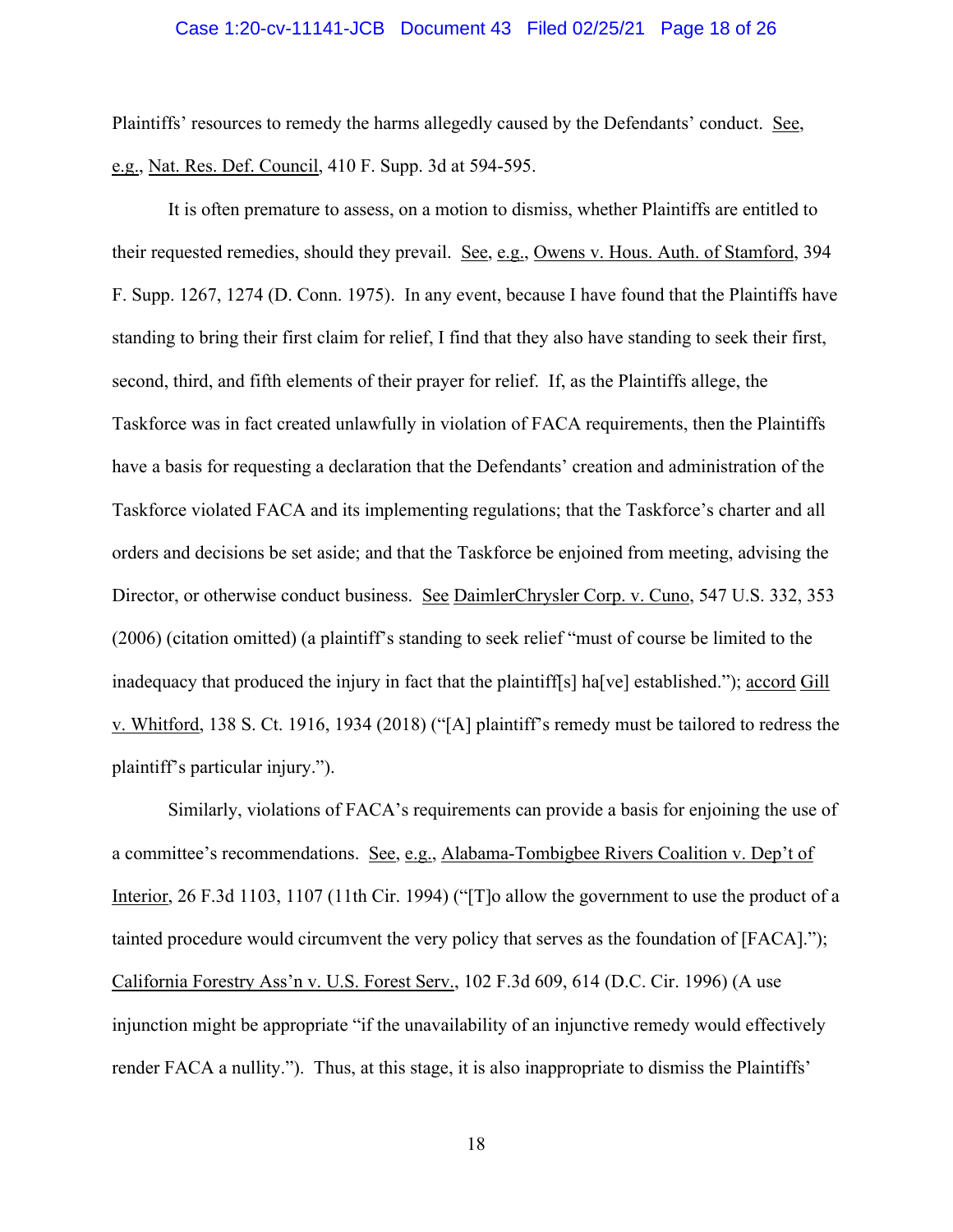Plaintiffs' resources to remedy the harms allegedly caused by the Defendants' conduct. See, e.g., Nat. Res. Def. Council, 410 F. Supp. 3d at 594-595.

It is often premature to assess, on a motion to dismiss, whether Plaintiffs are entitled to their requested remedies, should they prevail. See, e.g., Owens v. Hous. Auth. of Stamford, 394 F. Supp. 1267, 1274 (D. Conn. 1975). In any event, because I have found that the Plaintiffs have standing to bring their first claim for relief, I find that they also have standing to seek their first, second, third, and fifth elements of their prayer for relief. If, as the Plaintiffs allege, the Taskforce was in fact created unlawfully in violation of FACA requirements, then the Plaintiffs have a basis for requesting a declaration that the Defendants' creation and administration of the Taskforce violated FACA and its implementing regulations; that the Taskforce's charter and all orders and decisions be set aside; and that the Taskforce be enjoined from meeting, advising the Director, or otherwise conduct business. See DaimlerChrysler Corp. v. Cuno, 547 U.S. 332, 353 (2006) (citation omitted) (a plaintiff's standing to seek relief "must of course be limited to the inadequacy that produced the injury in fact that the plaintiff[s] ha[ve] established."); accord Gill v. Whitford, 138 S. Ct. 1916, 1934 (2018) ("[A] plaintiff's remedy must be tailored to redress the plaintiff's particular injury.").

Similarly, violations of FACA's requirements can provide a basis for enjoining the use of a committee's recommendations. See, e.g., Alabama-Tombigbee Rivers Coalition v. Dep't of Interior, 26 F.3d 1103, 1107 (11th Cir. 1994) ("[T]o allow the government to use the product of a tainted procedure would circumvent the very policy that serves as the foundation of [FACA]."); California Forestry Ass'n v. U.S. Forest Serv., 102 F.3d 609, 614 (D.C. Cir. 1996) (A use injunction might be appropriate "if the unavailability of an injunctive remedy would effectively render FACA a nullity."). Thus, at this stage, it is also inappropriate to dismiss the Plaintiffs'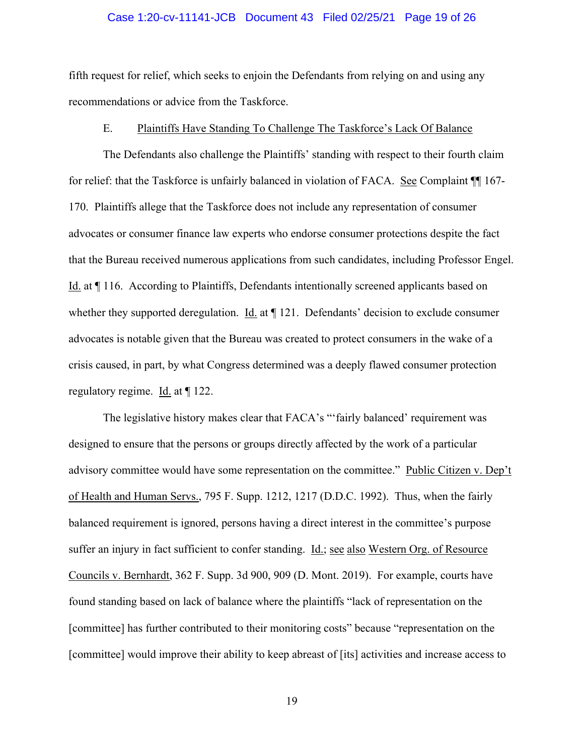fifth request for relief, which seeks to enjoin the Defendants from relying on and using any recommendations or advice from the Taskforce.

E. Plaintiffs Have Standing To Challenge The Taskforce's Lack Of Balance

The Defendants also challenge the Plaintiffs' standing with respect to their fourth claim for relief: that the Taskforce is unfairly balanced in violation of FACA. See Complaint ¶¶ 167-170. Plaintiffs allege that the Taskforce does not include any representation of consumer advocates or consumer finance law experts who endorse consumer protections despite the fact that the Bureau received numerous applications from such candidates, including Professor Engel. Id. at ¶ 116. According to Plaintiffs, Defendants intentionally screened applicants based on whether they supported deregulation. Id. at ¶ 121. Defendants' decision to exclude consumer advocates is notable given that the Bureau was created to protect consumers in the wake of a crisis caused, in part, by what Congress determined was a deeply flawed consumer protection regulatory regime. Id. at ¶ 122.

The legislative history makes clear that FACA's "'fairly balanced' requirement was designed to ensure that the persons or groups directly affected by the work of a particular advisory committee would have some representation on the committee." Public Citizen v. Dep't of Health and Human Servs., 795 F. Supp. 1212, 1217 (D.D.C. 1992). Thus, when the fairly balanced requirement is ignored, persons having a direct interest in the committee's purpose suffer an injury in fact sufficient to confer standing. Id.; see also Western Org. of Resource Councils v. Bernhardt, 362 F. Supp. 3d 900, 909 (D. Mont. 2019). For example, courts have found standing based on lack of balance where the plaintiffs "lack of representation on the [committee] has further contributed to their monitoring costs" because "representation on the [committee] would improve their ability to keep abreast of [its] activities and increase access to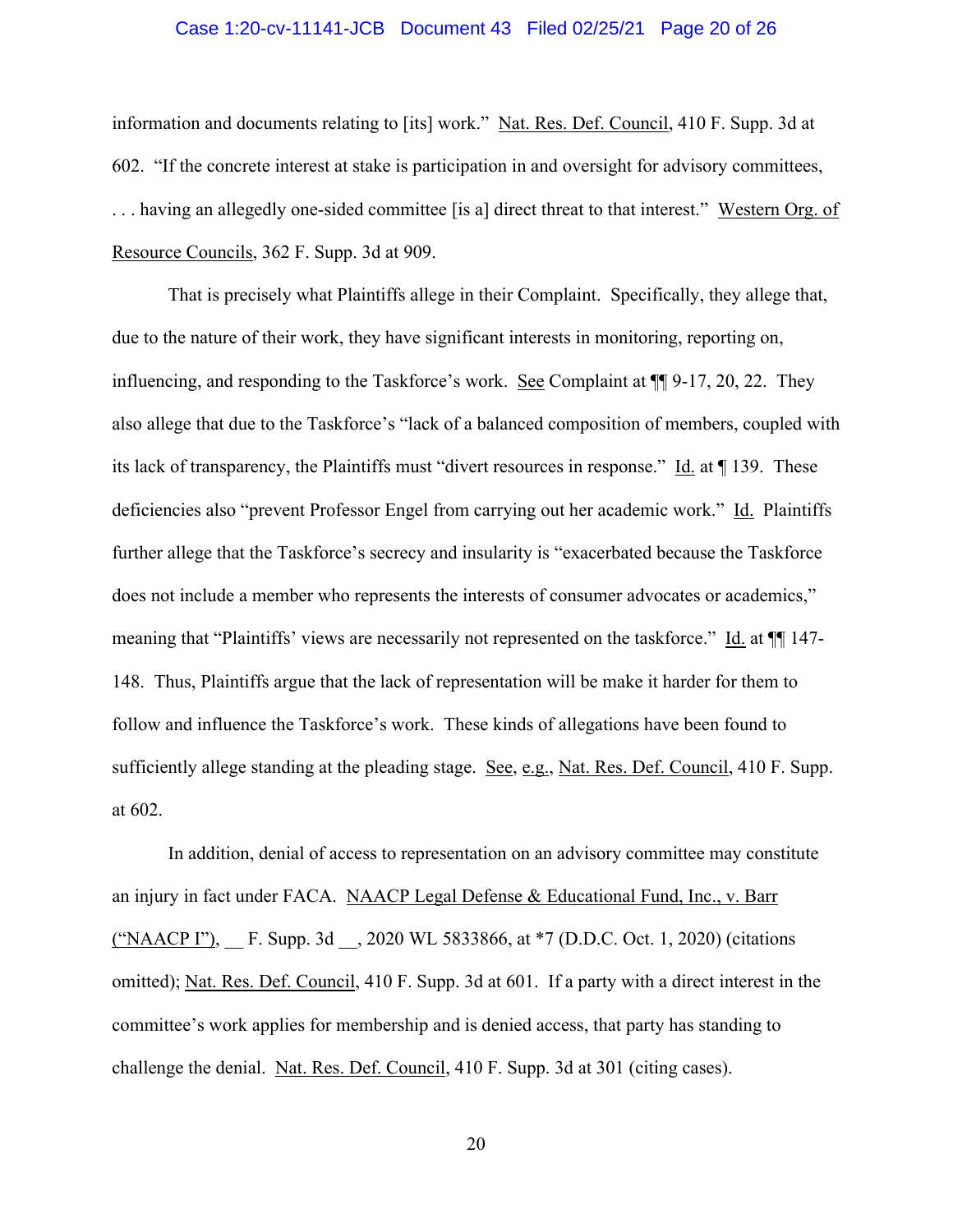information and documents relating to [its] work." Nat. Res. Def. Council, 410 F. Supp. 3d at 602. "If the concrete interest at stake is participation in and oversight for advisory committees, . . . having an allegedly one-sided committee [is a] direct threat to that interest." Western Org. of Resource Councils, 362 F. Supp. 3d at 909.

That is precisely what Plaintiffs allege in their Complaint. Specifically, they allege that, due to the nature of their work, they have significant interests in monitoring, reporting on, influencing, and responding to the Taskforce's work. See Complaint at ¶¶ 9-17, 20, 22. They also allege that due to the Taskforce's "lack of a balanced composition of members, coupled with its lack of transparency, the Plaintiffs must "divert resources in response." Id. at ¶ 139. These deficiencies also "prevent Professor Engel from carrying out her academic work." Id. Plaintiffs further allege that the Taskforce's secrecy and insularity is "exacerbated because the Taskforce does not include a member who represents the interests of consumer advocates or academics," meaning that "Plaintiffs' views are necessarily not represented on the taskforce." Id. at ¶¶ 147-148. Thus, Plaintiffs argue that the lack of representation will be make it harder for them to follow and influence the Taskforce's work. These kinds of allegations have been found to sufficiently allege standing at the pleading stage. See, e.g., Nat. Res. Def. Council, 410 F. Supp. at 602.

In addition, denial of access to representation on an advisory committee may constitute an injury in fact under FACA. NAACP Legal Defense & Educational Fund, Inc., v. Barr ("NAACP I"), \_\_ F. Supp. 3d \_\_, 2020 WL 5833866, at *7 (D.D.C. Oct. 1, 2020) (citations omitted); Nat. Res. Def. Council, 410 F. Supp. 3d at 601. If a party with a direct interest in the committee's work applies for membership and is denied access, that party has standing to challenge the denial. Nat. Res. Def. Council, 410 F. Supp. 3d at 301 (citing cases).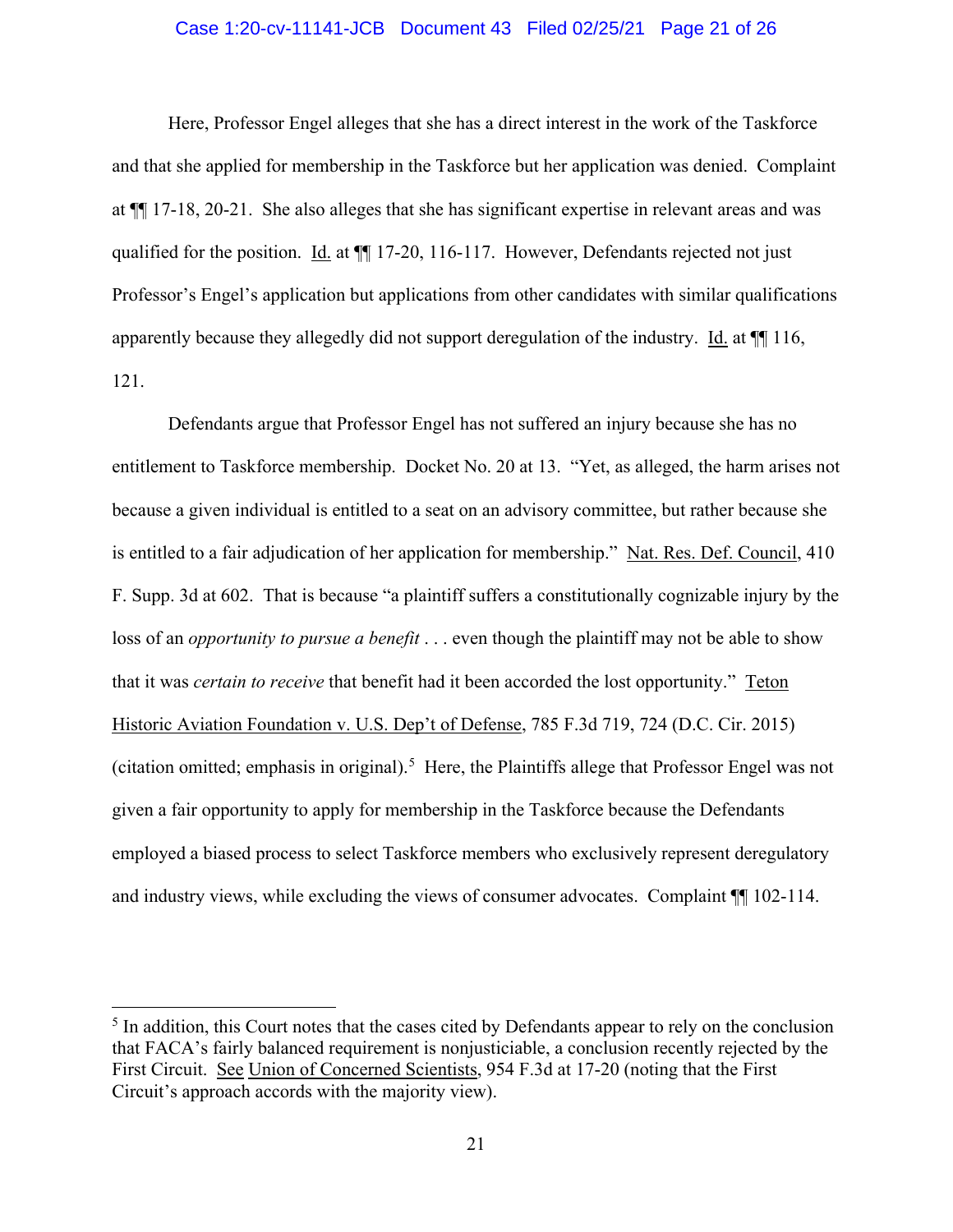Here, Professor Engel alleges that she has a direct interest in the work of the Taskforce and that she applied for membership in the Taskforce but her application was denied. Complaint at ¶¶ 17-18, 20-21. She also alleges that she has significant expertise in relevant areas and was qualified for the position. Id. at ¶¶ 17-20, 116-117. However, Defendants rejected not just Professor's Engel's application but applications from other candidates with similar qualifications apparently because they allegedly did not support deregulation of the industry. Id. at ¶¶ 116, 121.

Defendants argue that Professor Engel has not suffered an injury because she has no entitlement to Taskforce membership. Docket No. 20 at 13. "Yet, as alleged, the harm arises not because a given individual is entitled to a seat on an advisory committee, but rather because she is entitled to a fair adjudication of her application for membership." Nat. Res. Def. Council, 410 F. Supp. 3d at 602. That is because "a plaintiff suffers a constitutionally cognizable injury by the loss of an *opportunity to pursue a benefit* . . . even though the plaintiff may not be able to show that it was *certain to receive* that benefit had it been accorded the lost opportunity." Teton Historic Aviation Foundation v. U.S. Dep't of Defense, 785 F.3d 719, 724 (D.C. Cir. 2015) (citation omitted; emphasis in original).[5] Here, the Plaintiffs allege that Professor Engel was not given a fair opportunity to apply for membership in the Taskforce because the Defendants employed a biased process to select Taskforce members who exclusively represent deregulatory and industry views, while excluding the views of consumer advocates. Complaint ¶¶ 102-114.

---

[5] In addition, this Court notes that the cases cited by Defendants appear to rely on the conclusion that FACA's fairly balanced requirement is nonjusticiable, a conclusion recently rejected by the First Circuit. See Union of Concerned Scientists, 954 F.3d at 17-20 (noting that the First Circuit's approach accords with the majority view).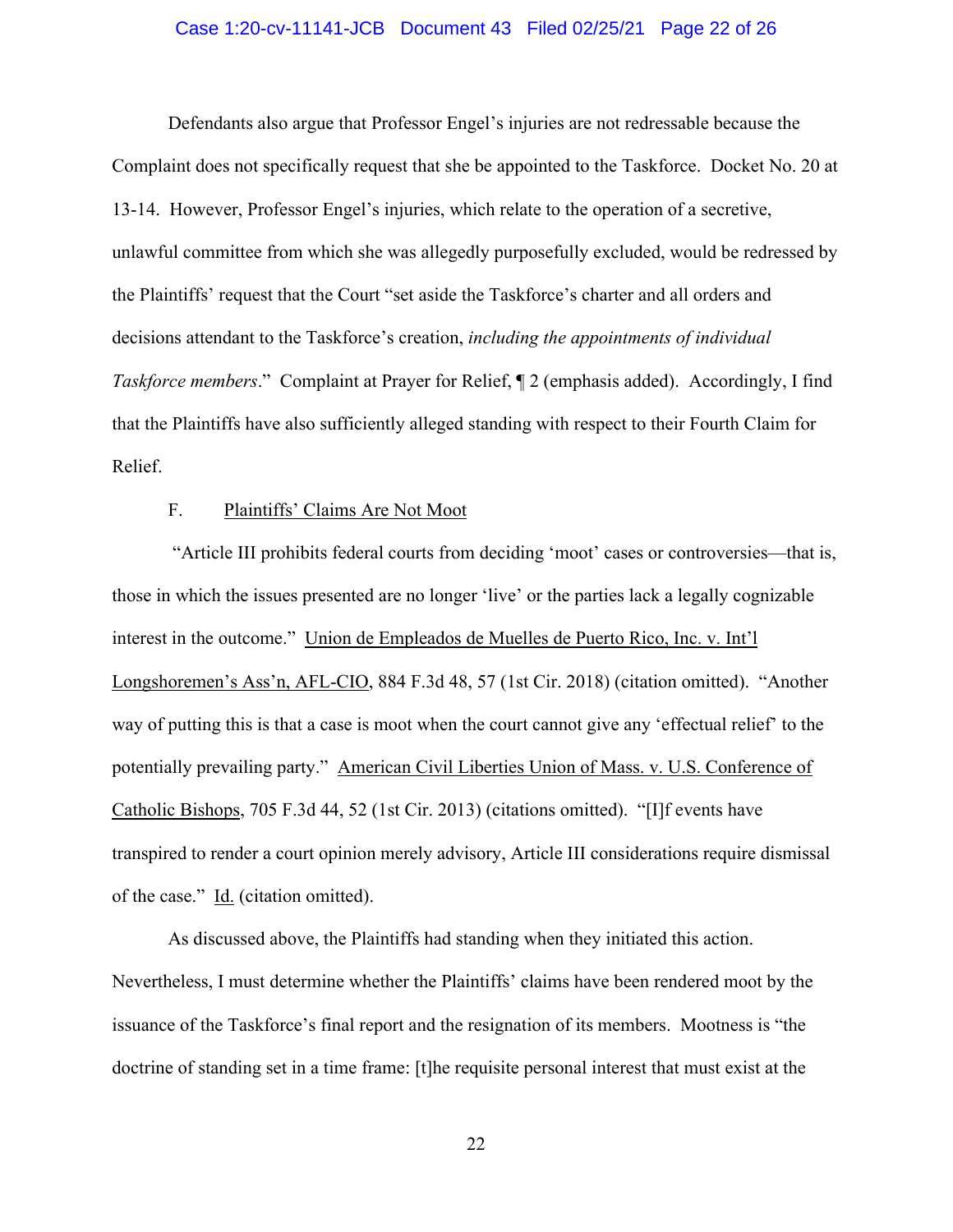Defendants also argue that Professor Engel's injuries are not redressable because the Complaint does not specifically request that she be appointed to the Taskforce. Docket No. 20 at 13-14. However, Professor Engel's injuries, which relate to the operation of a secretive, unlawful committee from which she was allegedly purposefully excluded, would be redressed by the Plaintiffs' request that the Court "set aside the Taskforce's charter and all orders and decisions attendant to the Taskforce's creation, *including the appointments of individual Taskforce members*." Complaint at Prayer for Relief, ¶ 2 (emphasis added). Accordingly, I find that the Plaintiffs have also sufficiently alleged standing with respect to their Fourth Claim for Relief.

### F. Plaintiffs' Claims Are Not Moot

"Article III prohibits federal courts from deciding 'moot' cases or controversies—that is, those in which the issues presented are no longer 'live' or the parties lack a legally cognizable interest in the outcome." Union de Empleados de Muelles de Puerto Rico, Inc. v. Int'l Longshoremen's Ass'n, AFL-CIO, 884 F.3d 48, 57 (1st Cir. 2018) (citation omitted). "Another way of putting this is that a case is moot when the court cannot give any 'effectual relief' to the potentially prevailing party." American Civil Liberties Union of Mass. v. U.S. Conference of Catholic Bishops, 705 F.3d 44, 52 (1st Cir. 2013) (citations omitted). "[I]f events have transpired to render a court opinion merely advisory, Article III considerations require dismissal of the case." Id. (citation omitted).

As discussed above, the Plaintiffs had standing when they initiated this action. Nevertheless, I must determine whether the Plaintiffs' claims have been rendered moot by the issuance of the Taskforce's final report and the resignation of its members. Mootness is "the doctrine of standing set in a time frame: [t]he requisite personal interest that must exist at the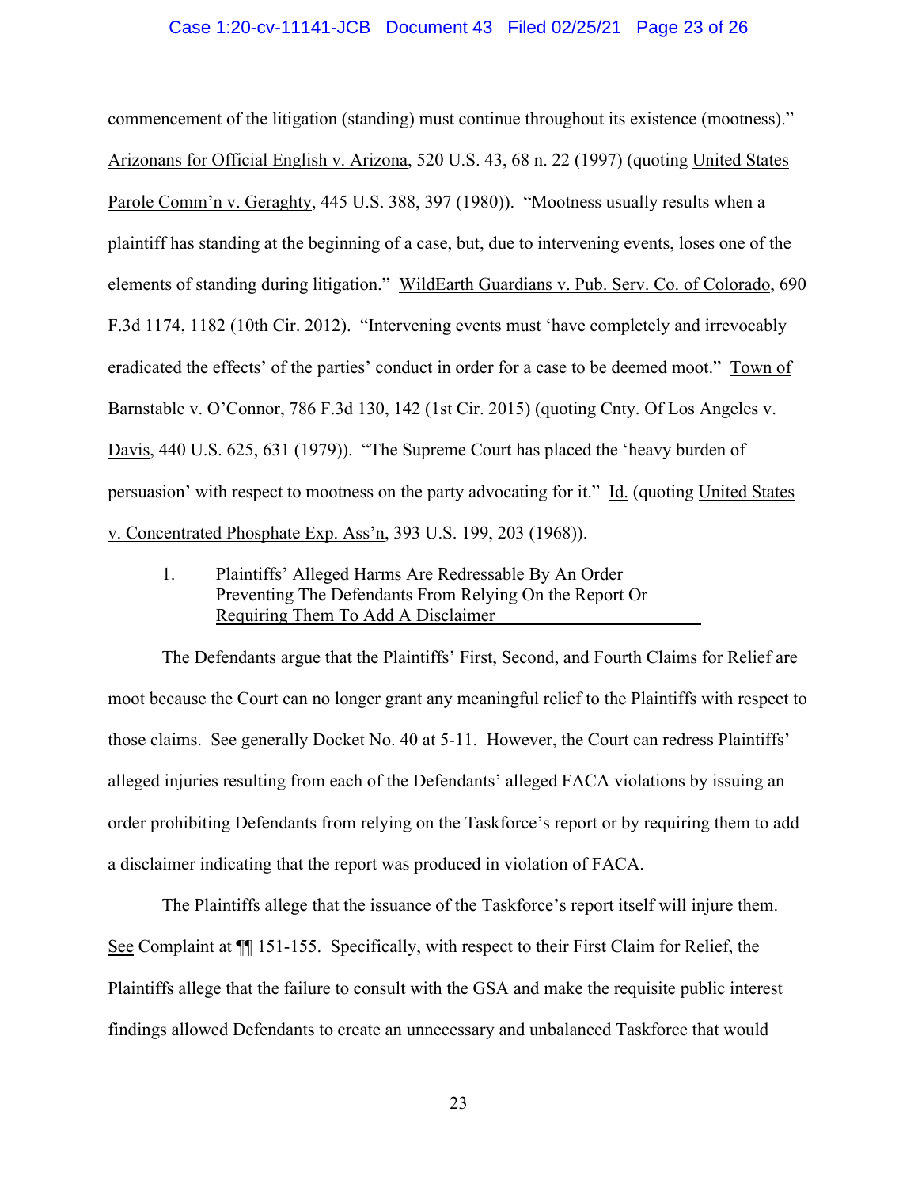commencement of the litigation (standing) must continue throughout its existence (mootness)." Arizonans for Official English v. Arizona, 520 U.S. 43, 68 n. 22 (1997) (quoting United States Parole Comm'n v. Geraghty, 445 U.S. 388, 397 (1980)). "Mootness usually results when a plaintiff has standing at the beginning of a case, but, due to intervening events, loses one of the elements of standing during litigation." WildEarth Guardians v. Pub. Serv. Co. of Colorado, 690 F.3d 1174, 1182 (10th Cir. 2012). "Intervening events must 'have completely and irrevocably eradicated the effects' of the parties' conduct in order for a case to be deemed moot." Town of Barnstable v. O'Connor, 786 F.3d 130, 142 (1st Cir. 2015) (quoting Cnty. Of Los Angeles v. Davis, 440 U.S. 625, 631 (1979)). "The Supreme Court has placed the 'heavy burden of persuasion' with respect to mootness on the party advocating for it." Id. (quoting United States v. Concentrated Phosphate Exp. Ass'n, 393 U.S. 199, 203 (1968)).

1. Plaintiffs' Alleged Harms Are Redressable By An Order Preventing The Defendants From Relying On the Report Or Requiring Them To Add A Disclaimer

The Defendants argue that the Plaintiffs' First, Second, and Fourth Claims for Relief are moot because the Court can no longer grant any meaningful relief to the Plaintiffs with respect to those claims. See generally Docket No. 40 at 5-11. However, the Court can redress Plaintiffs' alleged injuries resulting from each of the Defendants' alleged FACA violations by issuing an order prohibiting Defendants from relying on the Taskforce's report or by requiring them to add a disclaimer indicating that the report was produced in violation of FACA.

The Plaintiffs allege that the issuance of the Taskforce's report itself will injure them. See Complaint at ¶¶ 151-155. Specifically, with respect to their First Claim for Relief, the Plaintiffs allege that the failure to consult with the GSA and make the requisite public interest findings allowed Defendants to create an unnecessary and unbalanced Taskforce that would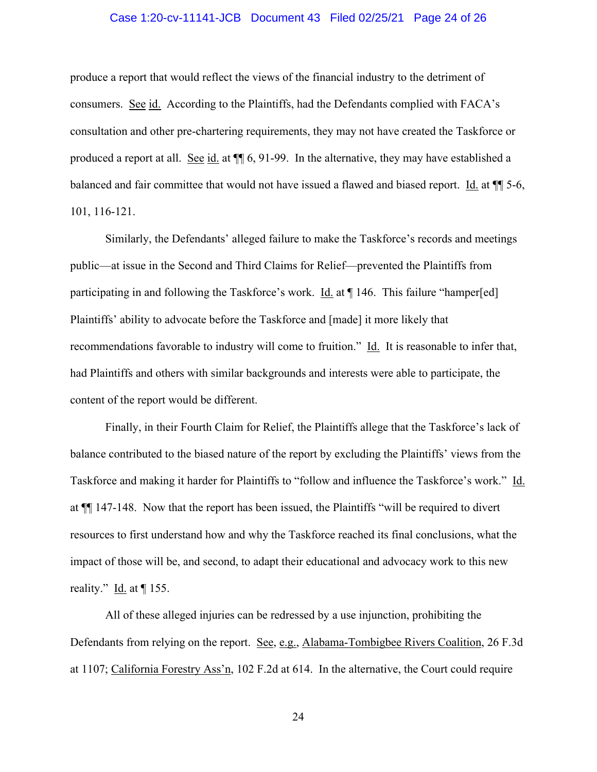produce a report that would reflect the views of the financial industry to the detriment of consumers. See id. According to the Plaintiffs, had the Defendants complied with FACA's consultation and other pre-chartering requirements, they may not have created the Taskforce or produced a report at all. See id. at ¶¶ 6, 91-99. In the alternative, they may have established a balanced and fair committee that would not have issued a flawed and biased report. Id. at ¶¶ 5-6, 101, 116-121.

Similarly, the Defendants' alleged failure to make the Taskforce's records and meetings public—at issue in the Second and Third Claims for Relief—prevented the Plaintiffs from participating in and following the Taskforce's work. Id. at ¶ 146. This failure "hamper[ed] Plaintiffs' ability to advocate before the Taskforce and [made] it more likely that recommendations favorable to industry will come to fruition." Id. It is reasonable to infer that, had Plaintiffs and others with similar backgrounds and interests were able to participate, the content of the report would be different.

Finally, in their Fourth Claim for Relief, the Plaintiffs allege that the Taskforce's lack of balance contributed to the biased nature of the report by excluding the Plaintiffs' views from the Taskforce and making it harder for Plaintiffs to "follow and influence the Taskforce's work." Id. at ¶¶ 147-148. Now that the report has been issued, the Plaintiffs "will be required to divert resources to first understand how and why the Taskforce reached its final conclusions, what the impact of those will be, and second, to adapt their educational and advocacy work to this new reality." Id. at ¶ 155.

All of these alleged injuries can be redressed by a use injunction, prohibiting the Defendants from relying on the report. See, e.g., Alabama-Tombigbee Rivers Coalition, 26 F.3d at 1107; California Forestry Ass'n, 102 F.2d at 614. In the alternative, the Court could require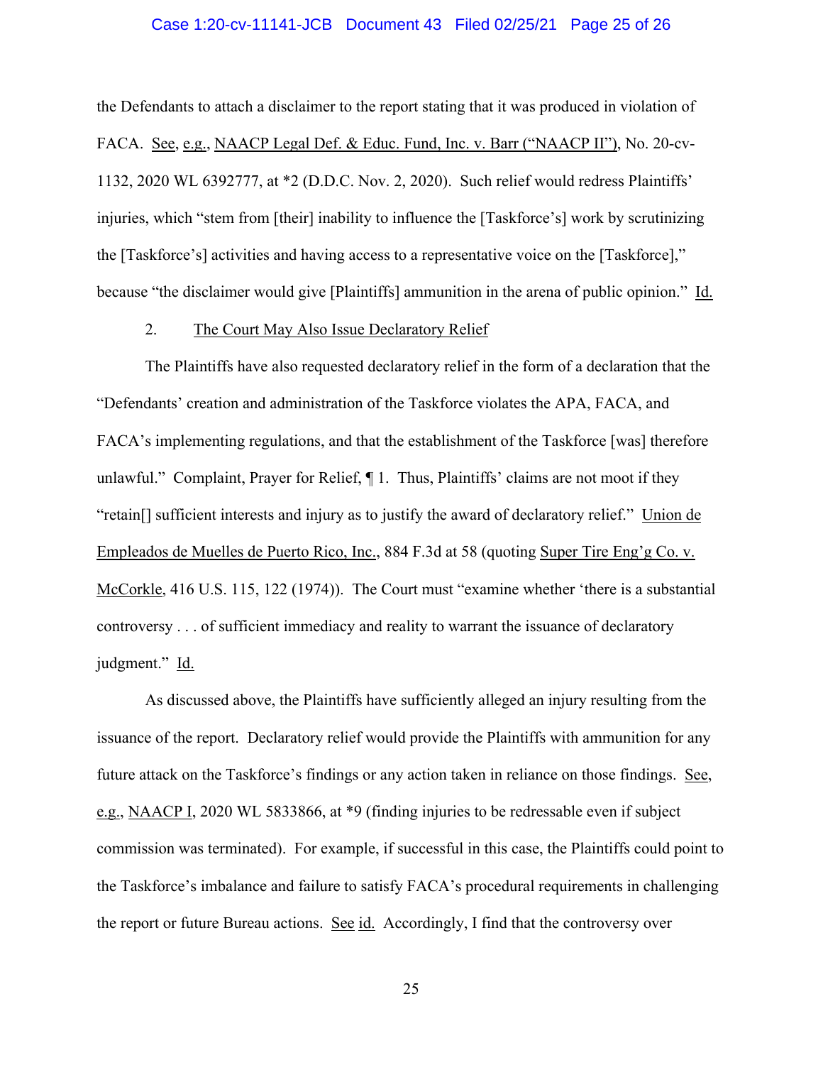the Defendants to attach a disclaimer to the report stating that it was produced in violation of FACA. See, e.g., NAACP Legal Def. & Educ. Fund, Inc. v. Barr ("NAACP II"), No. 20-cv-1132, 2020 WL 6392777, at *2 (D.D.C. Nov. 2, 2020). Such relief would redress Plaintiffs' injuries, which "stem from [their] inability to influence the [Taskforce's] work by scrutinizing the [Taskforce's] activities and having access to a representative voice on the [Taskforce]," because "the disclaimer would give [Plaintiffs] ammunition in the arena of public opinion." Id.

2. The Court May Also Issue Declaratory Relief

The Plaintiffs have also requested declaratory relief in the form of a declaration that the "Defendants' creation and administration of the Taskforce violates the APA, FACA, and FACA's implementing regulations, and that the establishment of the Taskforce [was] therefore unlawful." Complaint, Prayer for Relief, ¶ 1. Thus, Plaintiffs' claims are not moot if they "retain[] sufficient interests and injury as to justify the award of declaratory relief." Union de Empleados de Muelles de Puerto Rico, Inc., 884 F.3d at 58 (quoting Super Tire Eng'g Co. v. McCorkle, 416 U.S. 115, 122 (1974)). The Court must "examine whether 'there is a substantial controversy . . . of sufficient immediacy and reality to warrant the issuance of declaratory judgment." Id.

As discussed above, the Plaintiffs have sufficiently alleged an injury resulting from the issuance of the report. Declaratory relief would provide the Plaintiffs with ammunition for any future attack on the Taskforce's findings or any action taken in reliance on those findings. See, e.g., NAACP I, 2020 WL 5833866, at *9 (finding injuries to be redressable even if subject commission was terminated). For example, if successful in this case, the Plaintiffs could point to the Taskforce's imbalance and failure to satisfy FACA's procedural requirements in challenging the report or future Bureau actions. See id. Accordingly, I find that the controversy over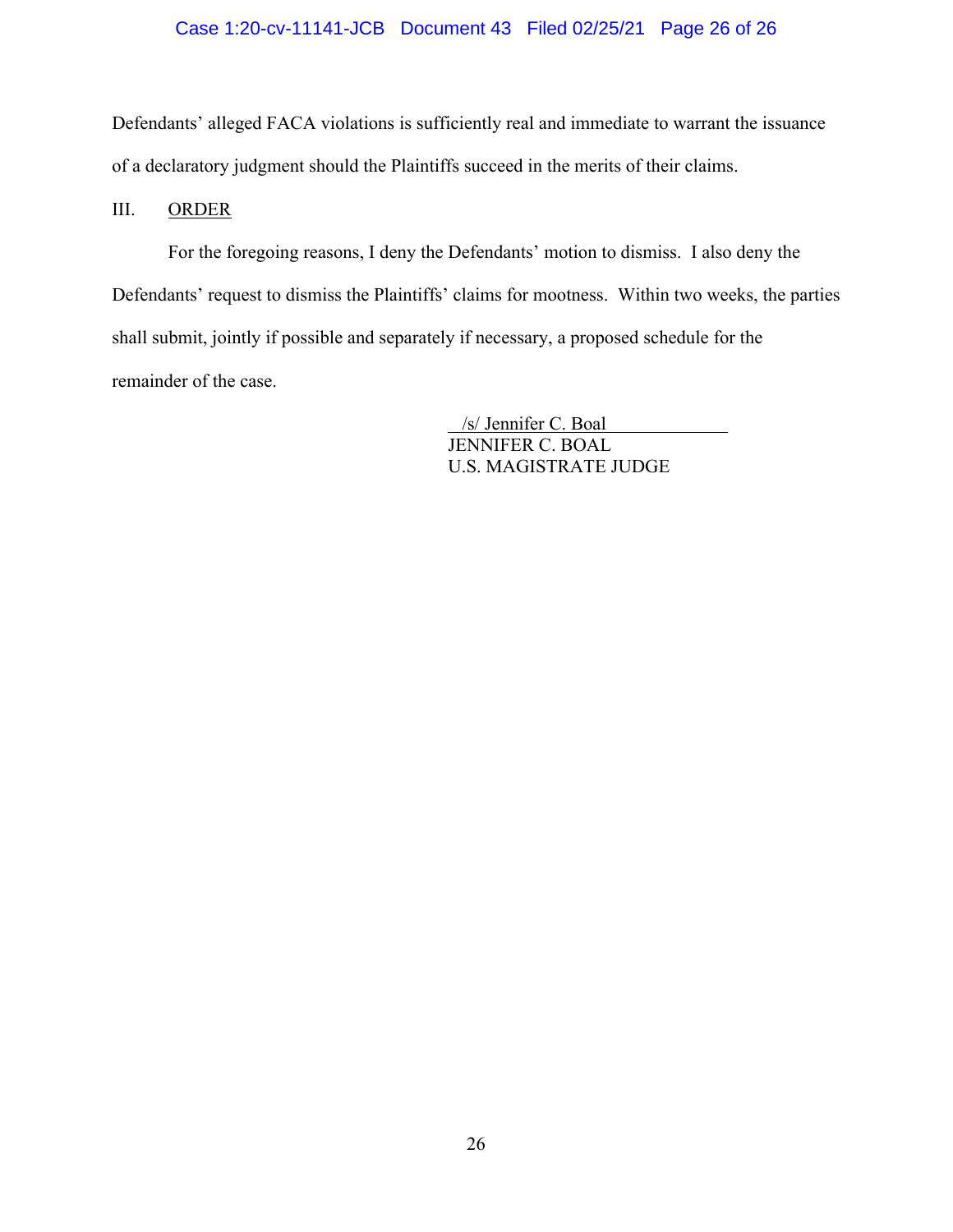Defendants' alleged FACA violations is sufficiently real and immediate to warrant the issuance of a declaratory judgment should the Plaintiffs succeed in the merits of their claims.

## III. ORDER

For the foregoing reasons, I deny the Defendants' motion to dismiss. I also deny the Defendants' request to dismiss the Plaintiffs' claims for mootness. Within two weeks, the parties shall submit, jointly if possible and separately if necessary, a proposed schedule for the remainder of the case.

/s/ Jennifer C. Boal
JENNIFER C. BOAL
U.S. MAGISTRATE JUDGE